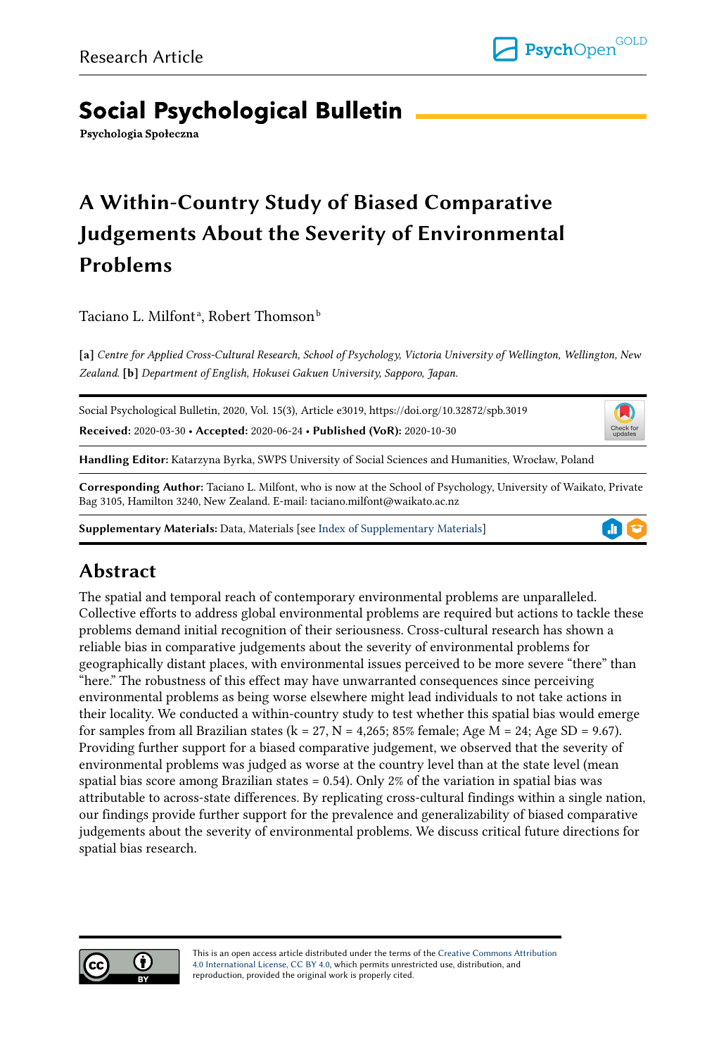Research Article

# Social Psychological Bulletin

**Psychologia Społeczna**

## A Within-Country Study of Biased Comparative Judgements About the Severity of Environmental Problems

Taciano L. Milfont[a], Robert Thomson[b]

**[a]** *Centre for Applied Cross-Cultural Research, School of Psychology, Victoria University of Wellington, Wellington, New Zealand.* **[b]** *Department of English, Hokusei Gakuen University, Sapporo, Japan.*

Social Psychological Bulletin, 2020, Vol. 15(3), Article e3019, https://doi.org/10.32872/spb.3019

**Received:** 2020-03-30 • **Accepted:** 2020-06-24 • **Published (VoR):** 2020-10-30

**Handling Editor:** Katarzyna Byrka, SWPS University of Social Sciences and Humanities, Wrocław, Poland

**Corresponding Author:** Taciano L. Milfont, who is now at the School of Psychology, University of Waikato, Private Bag 3105, Hamilton 3240, New Zealand. E-mail: taciano.milfont@waikato.ac.nz

**Supplementary Materials:** Data, Materials [see Index of Supplementary Materials]

## Abstract

The spatial and temporal reach of contemporary environmental problems are unparalleled. Collective efforts to address global environmental problems are required but actions to tackle these problems demand initial recognition of their seriousness. Cross-cultural research has shown a reliable bias in comparative judgements about the severity of environmental problems for geographically distant places, with environmental issues perceived to be more severe "there" than "here." The robustness of this effect may have unwarranted consequences since perceiving environmental problems as being worse elsewhere might lead individuals to not take actions in their locality. We conducted a within-country study to test whether this spatial bias would emerge for samples from all Brazilian states (k = 27, N = 4,265; 85% female; Age M = 24; Age SD = 9.67). Providing further support for a biased comparative judgement, we observed that the severity of environmental problems was judged as worse at the country level than at the state level (mean spatial bias score among Brazilian states = 0.54). Only 2% of the variation in spatial bias was attributable to across-state differences. By replicating cross-cultural findings within a single nation, our findings provide further support for the prevalence and generalizability of biased comparative judgements about the severity of environmental problems. We discuss critical future directions for spatial bias research.

This is an open access article distributed under the terms of the Creative Commons Attribution 4.0 International License, CC BY 4.0, which permits unrestricted use, distribution, and reproduction, provided the original work is properly cited.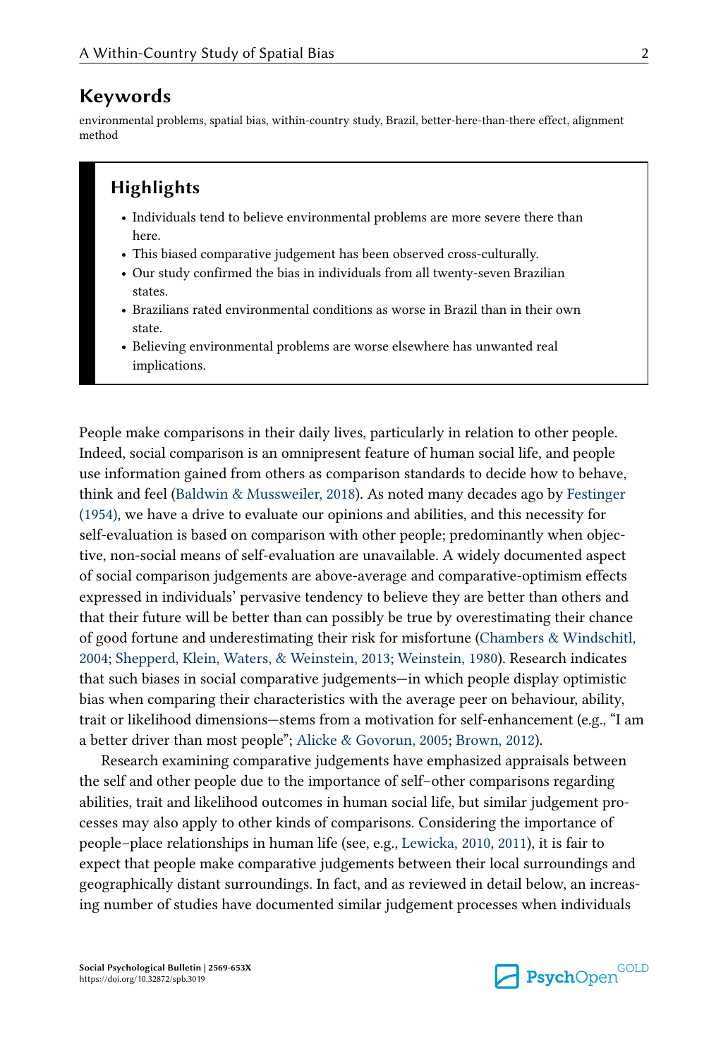## Keywords

environmental problems, spatial bias, within-country study, Brazil, better-here-than-there effect, alignment method

### Highlights

- Individuals tend to believe environmental problems are more severe there than here.
- This biased comparative judgement has been observed cross-culturally.
- Our study confirmed the bias in individuals from all twenty-seven Brazilian states.
- Brazilians rated environmental conditions as worse in Brazil than in their own state.
- Believing environmental problems are worse elsewhere has unwanted real implications.

People make comparisons in their daily lives, particularly in relation to other people. Indeed, social comparison is an omnipresent feature of human social life, and people use information gained from others as comparison standards to decide how to behave, think and feel (Baldwin & Mussweiler, 2018). As noted many decades ago by Festinger (1954), we have a drive to evaluate our opinions and abilities, and this necessity for self-evaluation is based on comparison with other people; predominantly when objective, non-social means of self-evaluation are unavailable. A widely documented aspect of social comparison judgements are above-average and comparative-optimism effects expressed in individuals' pervasive tendency to believe they are better than others and that their future will be better than can possibly be true by overestimating their chance of good fortune and underestimating their risk for misfortune (Chambers & Windschitl, 2004; Shepperd, Klein, Waters, & Weinstein, 2013; Weinstein, 1980). Research indicates that such biases in social comparative judgements—in which people display optimistic bias when comparing their characteristics with the average peer on behaviour, ability, trait or likelihood dimensions—stems from a motivation for self-enhancement (e.g., "I am a better driver than most people"; Alicke & Govorun, 2005; Brown, 2012).

Research examining comparative judgements have emphasized appraisals between the self and other people due to the importance of self–other comparisons regarding abilities, trait and likelihood outcomes in human social life, but similar judgement processes may also apply to other kinds of comparisons. Considering the importance of people–place relationships in human life (see, e.g., Lewicka, 2010, 2011), it is fair to expect that people make comparative judgements between their local surroundings and geographically distant surroundings. In fact, and as reviewed in detail below, an increasing number of studies have documented similar judgement processes when individuals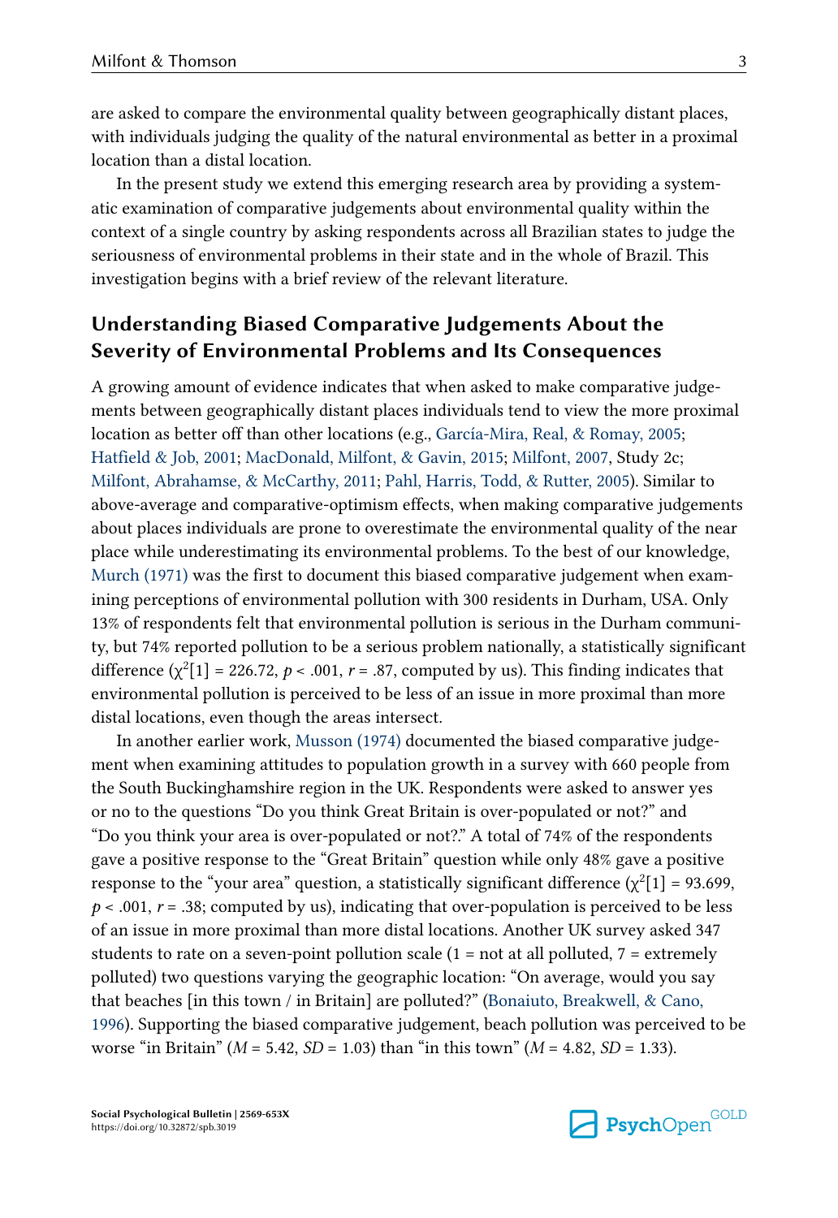are asked to compare the environmental quality between geographically distant places, with individuals judging the quality of the natural environmental as better in a proximal location than a distal location.

In the present study we extend this emerging research area by providing a systematic examination of comparative judgements about environmental quality within the context of a single country by asking respondents across all Brazilian states to judge the seriousness of environmental problems in their state and in the whole of Brazil. This investigation begins with a brief review of the relevant literature.

## Understanding Biased Comparative Judgements About the Severity of Environmental Problems and Its Consequences

A growing amount of evidence indicates that when asked to make comparative judgements between geographically distant places individuals tend to view the more proximal location as better off than other locations (e.g., García-Mira, Real, & Romay, 2005; Hatfield & Job, 2001; MacDonald, Milfont, & Gavin, 2015; Milfont, 2007, Study 2c; Milfont, Abrahamse, & McCarthy, 2011; Pahl, Harris, Todd, & Rutter, 2005). Similar to above-average and comparative-optimism effects, when making comparative judgements about places individuals are prone to overestimate the environmental quality of the near place while underestimating its environmental problems. To the best of our knowledge, Murch (1971) was the first to document this biased comparative judgement when examining perceptions of environmental pollution with 300 residents in Durham, USA. Only 13% of respondents felt that environmental pollution is serious in the Durham community, but 74% reported pollution to be a serious problem nationally, a statistically significant difference ($\chi^2[1] = 226.72$, $p < .001$, $r = .87$, computed by us). This finding indicates that environmental pollution is perceived to be less of an issue in more proximal than more distal locations, even though the areas intersect.

In another earlier work, Musson (1974) documented the biased comparative judgement when examining attitudes to population growth in a survey with 660 people from the South Buckinghamshire region in the UK. Respondents were asked to answer yes or no to the questions "Do you think Great Britain is over-populated or not?" and "Do you think your area is over-populated or not?." A total of 74% of the respondents gave a positive response to the "Great Britain" question while only 48% gave a positive response to the "your area" question, a statistically significant difference ($\chi^2[1] = 93.699$, $p < .001$, $r = .38$; computed by us), indicating that over-population is perceived to be less of an issue in more proximal than more distal locations. Another UK survey asked 347 students to rate on a seven-point pollution scale (1 = not at all polluted, 7 = extremely polluted) two questions varying the geographic location: "On average, would you say that beaches [in this town / in Britain] are polluted?" (Bonaiuto, Breakwell, & Cano, 1996). Supporting the biased comparative judgement, beach pollution was perceived to be worse "in Britain" ($M = 5.42$, $SD = 1.03$) than "in this town" ($M = 4.82$, $SD = 1.33$).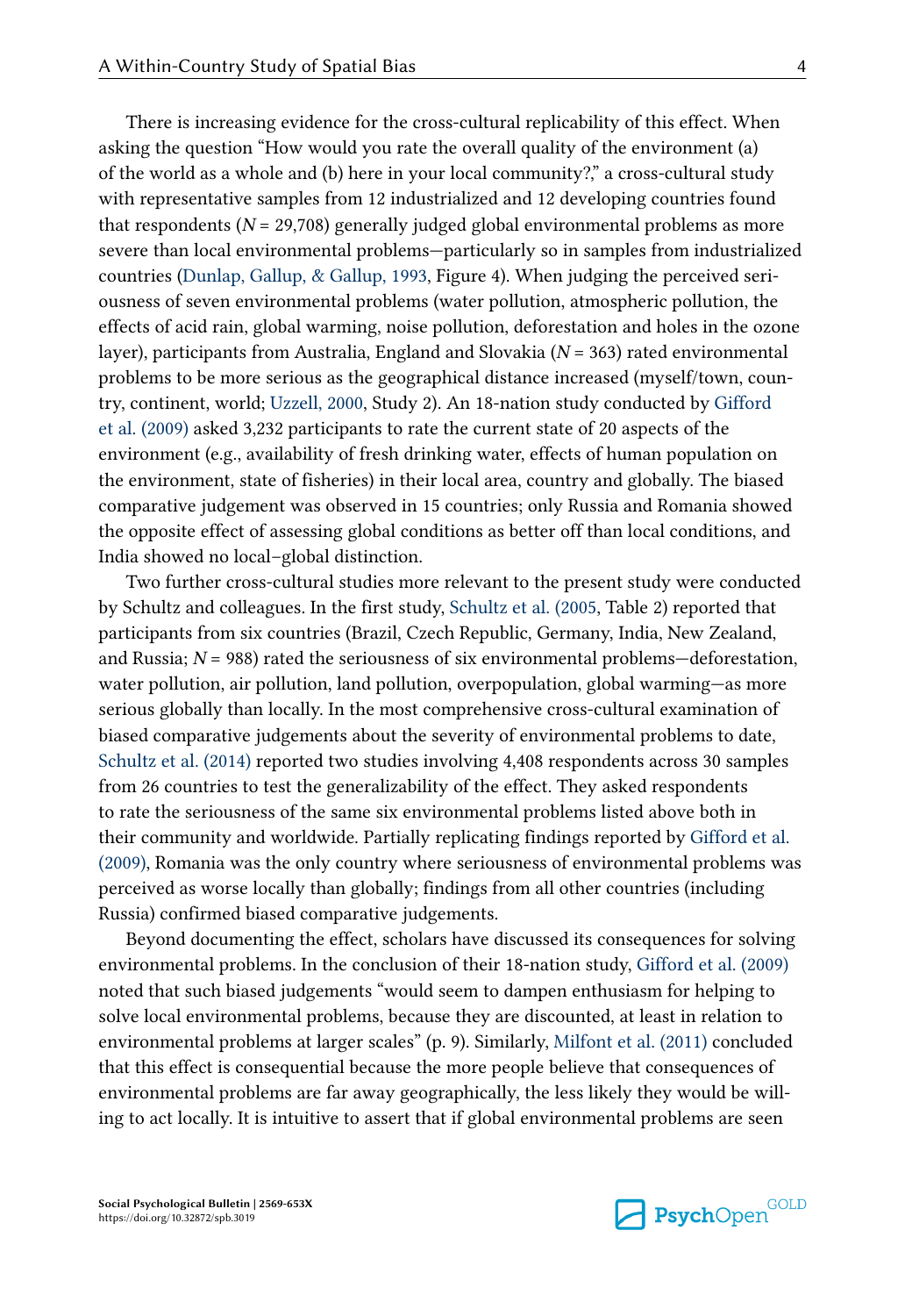There is increasing evidence for the cross-cultural replicability of this effect. When asking the question "How would you rate the overall quality of the environment (a) of the world as a whole and (b) here in your local community?," a cross-cultural study with representative samples from 12 industrialized and 12 developing countries found that respondents ($N$ = 29,708) generally judged global environmental problems as more severe than local environmental problems—particularly so in samples from industrialized countries (Dunlap, Gallup, & Gallup, 1993, Figure 4). When judging the perceived seriousness of seven environmental problems (water pollution, atmospheric pollution, the effects of acid rain, global warming, noise pollution, deforestation and holes in the ozone layer), participants from Australia, England and Slovakia ($N$ = 363) rated environmental problems to be more serious as the geographical distance increased (myself/town, country, continent, world; Uzzell, 2000, Study 2). An 18-nation study conducted by Gifford et al. (2009) asked 3,232 participants to rate the current state of 20 aspects of the environment (e.g., availability of fresh drinking water, effects of human population on the environment, state of fisheries) in their local area, country and globally. The biased comparative judgement was observed in 15 countries; only Russia and Romania showed the opposite effect of assessing global conditions as better off than local conditions, and India showed no local–global distinction.

Two further cross-cultural studies more relevant to the present study were conducted by Schultz and colleagues. In the first study, Schultz et al. (2005, Table 2) reported that participants from six countries (Brazil, Czech Republic, Germany, India, New Zealand, and Russia; $N$ = 988) rated the seriousness of six environmental problems—deforestation, water pollution, air pollution, land pollution, overpopulation, global warming—as more serious globally than locally. In the most comprehensive cross-cultural examination of biased comparative judgements about the severity of environmental problems to date, Schultz et al. (2014) reported two studies involving 4,408 respondents across 30 samples from 26 countries to test the generalizability of the effect. They asked respondents to rate the seriousness of the same six environmental problems listed above both in their community and worldwide. Partially replicating findings reported by Gifford et al. (2009), Romania was the only country where seriousness of environmental problems was perceived as worse locally than globally; findings from all other countries (including Russia) confirmed biased comparative judgements.

Beyond documenting the effect, scholars have discussed its consequences for solving environmental problems. In the conclusion of their 18-nation study, Gifford et al. (2009) noted that such biased judgements "would seem to dampen enthusiasm for helping to solve local environmental problems, because they are discounted, at least in relation to environmental problems at larger scales" (p. 9). Similarly, Milfont et al. (2011) concluded that this effect is consequential because the more people believe that consequences of environmental problems are far away geographically, the less likely they would be willing to act locally. It is intuitive to assert that if global environmental problems are seen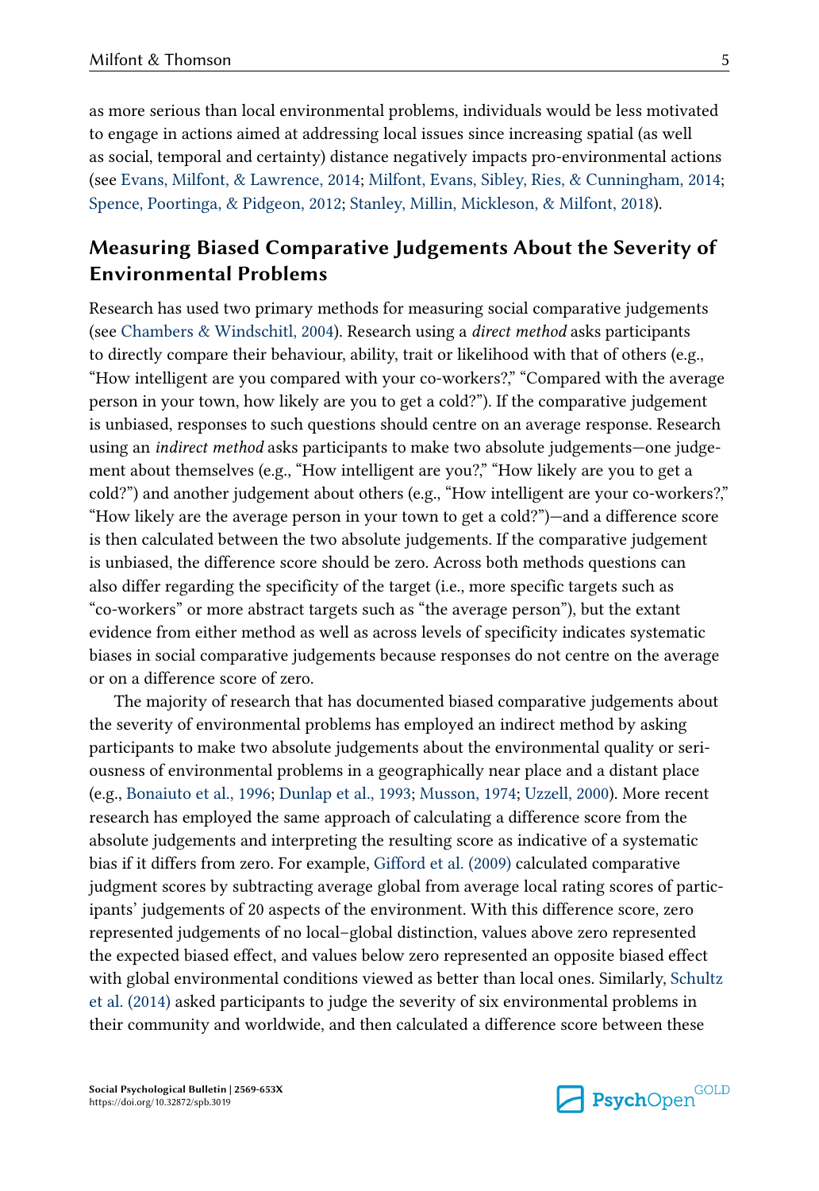as more serious than local environmental problems, individuals would be less motivated to engage in actions aimed at addressing local issues since increasing spatial (as well as social, temporal and certainty) distance negatively impacts pro-environmental actions (see Evans, Milfont, & Lawrence, 2014; Milfont, Evans, Sibley, Ries, & Cunningham, 2014; Spence, Poortinga, & Pidgeon, 2012; Stanley, Millin, Mickleson, & Milfont, 2018).

## Measuring Biased Comparative Judgements About the Severity of Environmental Problems

Research has used two primary methods for measuring social comparative judgements (see Chambers & Windschitl, 2004). Research using a *direct method* asks participants to directly compare their behaviour, ability, trait or likelihood with that of others (e.g., "How intelligent are you compared with your co-workers?," "Compared with the average person in your town, how likely are you to get a cold?"). If the comparative judgement is unbiased, responses to such questions should centre on an average response. Research using an *indirect method* asks participants to make two absolute judgements—one judgement about themselves (e.g., "How intelligent are you?," "How likely are you to get a cold?") and another judgement about others (e.g., "How intelligent are your co-workers?," "How likely are the average person in your town to get a cold?")—and a difference score is then calculated between the two absolute judgements. If the comparative judgement is unbiased, the difference score should be zero. Across both methods questions can also differ regarding the specificity of the target (i.e., more specific targets such as "co-workers" or more abstract targets such as "the average person"), but the extant evidence from either method as well as across levels of specificity indicates systematic biases in social comparative judgements because responses do not centre on the average or on a difference score of zero.

The majority of research that has documented biased comparative judgements about the severity of environmental problems has employed an indirect method by asking participants to make two absolute judgements about the environmental quality or seriousness of environmental problems in a geographically near place and a distant place (e.g., Bonaiuto et al., 1996; Dunlap et al., 1993; Musson, 1974; Uzzell, 2000). More recent research has employed the same approach of calculating a difference score from the absolute judgements and interpreting the resulting score as indicative of a systematic bias if it differs from zero. For example, Gifford et al. (2009) calculated comparative judgment scores by subtracting average global from average local rating scores of participants' judgements of 20 aspects of the environment. With this difference score, zero represented judgements of no local–global distinction, values above zero represented the expected biased effect, and values below zero represented an opposite biased effect with global environmental conditions viewed as better than local ones. Similarly, Schultz et al. (2014) asked participants to judge the severity of six environmental problems in their community and worldwide, and then calculated a difference score between these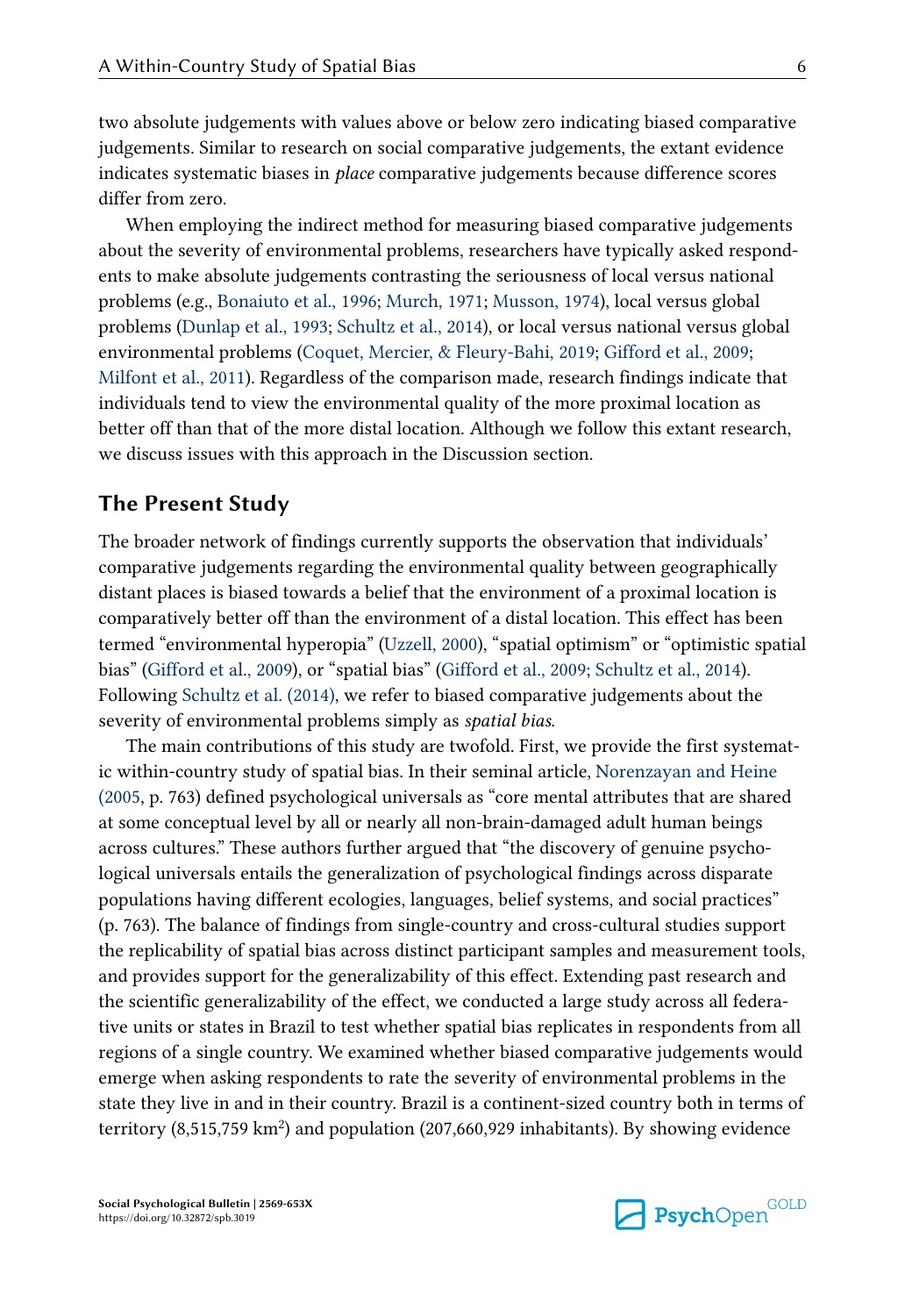two absolute judgements with values above or below zero indicating biased comparative judgements. Similar to research on social comparative judgements, the extant evidence indicates systematic biases in *place* comparative judgements because difference scores differ from zero.

When employing the indirect method for measuring biased comparative judgements about the severity of environmental problems, researchers have typically asked respondents to make absolute judgements contrasting the seriousness of local versus national problems (e.g., Bonaiuto et al., 1996; Murch, 1971; Musson, 1974), local versus global problems (Dunlap et al., 1993; Schultz et al., 2014), or local versus national versus global environmental problems (Coquet, Mercier, & Fleury-Bahi, 2019; Gifford et al., 2009; Milfont et al., 2011). Regardless of the comparison made, research findings indicate that individuals tend to view the environmental quality of the more proximal location as better off than that of the more distal location. Although we follow this extant research, we discuss issues with this approach in the Discussion section.

## The Present Study

The broader network of findings currently supports the observation that individuals' comparative judgements regarding the environmental quality between geographically distant places is biased towards a belief that the environment of a proximal location is comparatively better off than the environment of a distal location. This effect has been termed "environmental hyperopia" (Uzzell, 2000), "spatial optimism" or "optimistic spatial bias" (Gifford et al., 2009), or "spatial bias" (Gifford et al., 2009; Schultz et al., 2014). Following Schultz et al. (2014), we refer to biased comparative judgements about the severity of environmental problems simply as *spatial bias*.

The main contributions of this study are twofold. First, we provide the first systematic within-country study of spatial bias. In their seminal article, Norenzayan and Heine (2005, p. 763) defined psychological universals as "core mental attributes that are shared at some conceptual level by all or nearly all non-brain-damaged adult human beings across cultures." These authors further argued that "the discovery of genuine psychological universals entails the generalization of psychological findings across disparate populations having different ecologies, languages, belief systems, and social practices" (p. 763). The balance of findings from single-country and cross-cultural studies support the replicability of spatial bias across distinct participant samples and measurement tools, and provides support for the generalizability of this effect. Extending past research and the scientific generalizability of the effect, we conducted a large study across all federative units or states in Brazil to test whether spatial bias replicates in respondents from all regions of a single country. We examined whether biased comparative judgements would emerge when asking respondents to rate the severity of environmental problems in the state they live in and in their country. Brazil is a continent-sized country both in terms of territory (8,515,759 km$^2$) and population (207,660,929 inhabitants). By showing evidence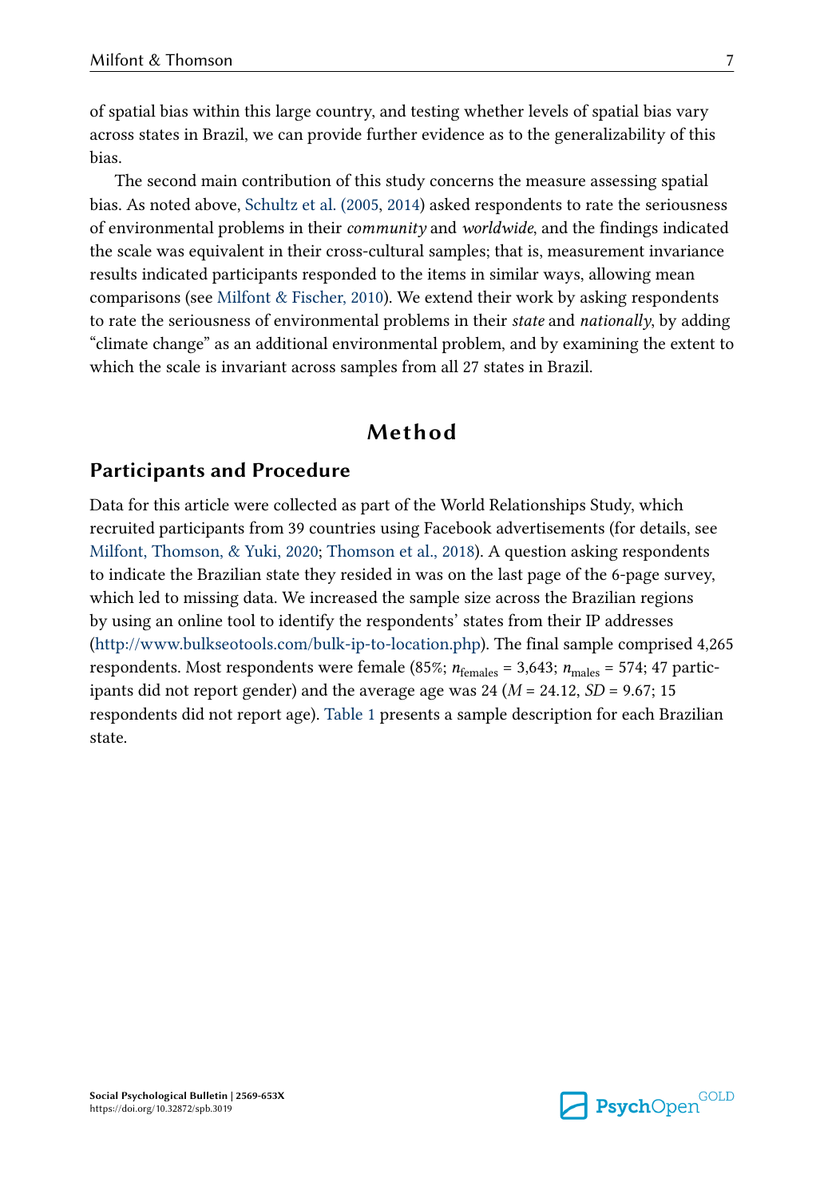of spatial bias within this large country, and testing whether levels of spatial bias vary across states in Brazil, we can provide further evidence as to the generalizability of this bias.

The second main contribution of this study concerns the measure assessing spatial bias. As noted above, Schultz et al. (2005, 2014) asked respondents to rate the seriousness of environmental problems in their *community* and *worldwide*, and the findings indicated the scale was equivalent in their cross-cultural samples; that is, measurement invariance results indicated participants responded to the items in similar ways, allowing mean comparisons (see Milfont & Fischer, 2010). We extend their work by asking respondents to rate the seriousness of environmental problems in their *state* and *nationally*, by adding "climate change" as an additional environmental problem, and by examining the extent to which the scale is invariant across samples from all 27 states in Brazil.

# Method

## Participants and Procedure

Data for this article were collected as part of the World Relationships Study, which recruited participants from 39 countries using Facebook advertisements (for details, see Milfont, Thomson, & Yuki, 2020; Thomson et al., 2018). A question asking respondents to indicate the Brazilian state they resided in was on the last page of the 6-page survey, which led to missing data. We increased the sample size across the Brazilian regions by using an online tool to identify the respondents' states from their IP addresses (http://www.bulkseotools.com/bulk-ip-to-location.php). The final sample comprised 4,265 respondents. Most respondents were female (85%; $n_{\text{females}}$ = 3,643; $n_{\text{males}}$ = 574; 47 participants did not report gender) and the average age was 24 ($M$ = 24.12, $SD$ = 9.67; 15 respondents did not report age). Table 1 presents a sample description for each Brazilian state.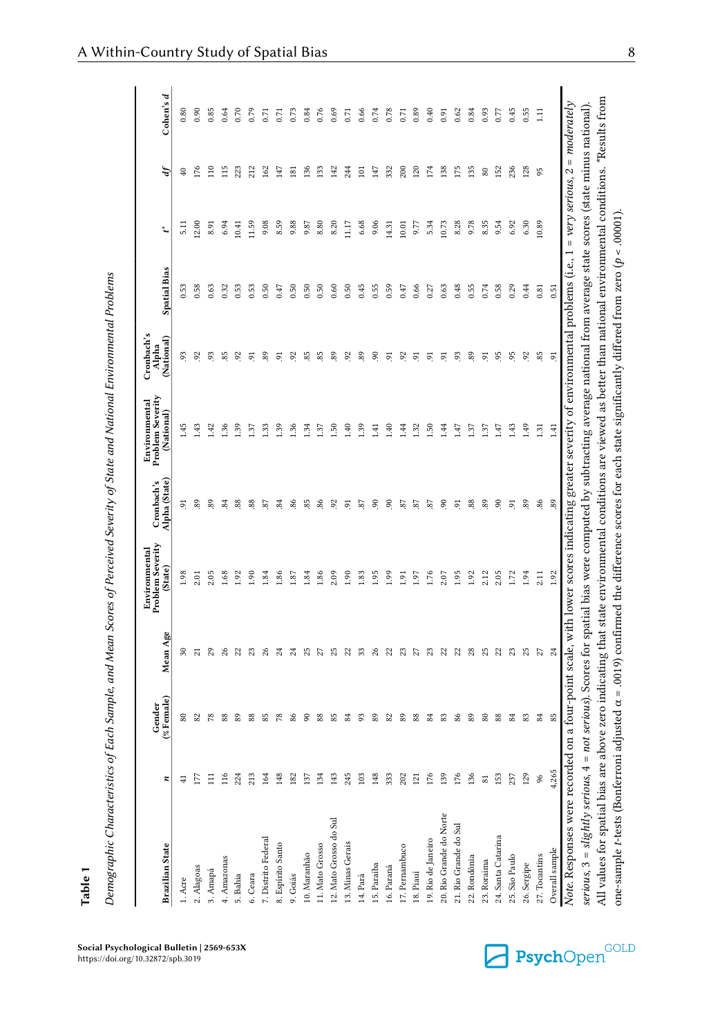**Table 1**

*Demographic Characteristics of Each Sample, and Mean Scores of Perceived Severity of State and National Environmental Problems*

| Brazilian State | *n* | Gender (% Female) | Mean Age | Environmental Problem Severity (State) | Cronbach's Alpha (State) | Environmental Problem Severity (National) | Cronbach's Alpha (National) | Spatial Bias | *t*\* | *df* | Cohen's *d* |
|---|---|---|---|---|---|---|---|---|---|---|---|
| 1. Acre | 41 | 80 | 30 | 1.98 | .91 | 1.45 | .93 | 0.53 | 5.11 | 40 | 0.80 |
| 2. Alagoas | 177 | 82 | 21 | 2.01 | .89 | 1.43 | .92 | 0.58 | 12.00 | 176 | 0.90 |
| 3. Amapá | 111 | 78 | 29 | 2.05 | .89 | 1.42 | .93 | 0.63 | 8.91 | 110 | 0.85 |
| 4. Amazonas | 116 | 88 | 26 | 1.68 | .84 | 1.36 | .85 | 0.32 | 6.94 | 115 | 0.64 |
| 5. Bahia | 224 | 89 | 22 | 1.92 | .88 | 1.39 | .92 | 0.53 | 10.41 | 223 | 0.70 |
| 6. Ceara | 213 | 88 | 23 | 1.90 | .88 | 1.37 | .91 | 0.53 | 11.59 | 212 | 0.79 |
| 7. Distrito Federal | 164 | 85 | 26 | 1.84 | .87 | 1.33 | .89 | 0.50 | 9.08 | 162 | 0.71 |
| 8. Espírito Santo | 148 | 78 | 24 | 1.86 | .84 | 1.39 | .91 | 0.47 | 8.59 | 147 | 0.71 |
| 9. Goiás | 182 | 86 | 24 | 1.87 | .86 | 1.36 | .92 | 0.50 | 9.88 | 181 | 0.73 |
| 10. Maranhão | 137 | 90 | 25 | 1.84 | .85 | 1.34 | .85 | 0.50 | 9.87 | 136 | 0.84 |
| 11. Mato Grosso | 134 | 88 | 27 | 1.86 | .86 | 1.37 | .85 | 0.50 | 8.80 | 133 | 0.76 |
| 12. Mato Grosso do Sul | 143 | 85 | 25 | 2.09 | .92 | 1.50 | .89 | 0.60 | 8.20 | 142 | 0.69 |
| 13. Minas Gerais | 245 | 84 | 22 | 1.90 | .91 | 1.40 | .92 | 0.50 | 11.17 | 244 | 0.71 |
| 14. Pará | 103 | 93 | 33 | 1.83 | .87 | 1.39 | .89 | 0.45 | 6.68 | 101 | 0.66 |
| 15. Paraíba | 148 | 89 | 26 | 1.95 | .90 | 1.41 | .90 | 0.55 | 9.06 | 147 | 0.74 |
| 16. Paraná | 333 | 82 | 22 | 1.99 | .90 | 1.40 | .91 | 0.59 | 14.31 | 332 | 0.78 |
| 17. Pernambuco | 202 | 89 | 23 | 1.91 | .87 | 1.44 | .92 | 0.47 | 10.01 | 200 | 0.71 |
| 18. Piauí | 121 | 88 | 27 | 1.97 | .87 | 1.32 | .91 | 0.66 | 9.77 | 120 | 0.89 |
| 19. Rio de Janeiro | 176 | 84 | 23 | 1.76 | .87 | 1.50 | .91 | 0.27 | 5.34 | 174 | 0.40 |
| 20. Rio Grande do Norte | 139 | 83 | 22 | 2.07 | .90 | 1.44 | .91 | 0.63 | 10.73 | 138 | 0.91 |
| 21. Rio Grande do Sul | 176 | 86 | 22 | 1.95 | .91 | 1.47 | .93 | 0.48 | 8.28 | 175 | 0.62 |
| 22. Rondônia | 136 | 89 | 28 | 1.92 | .88 | 1.37 | .89 | 0.55 | 9.78 | 135 | 0.84 |
| 23. Roraima | 81 | 80 | 25 | 2.12 | .89 | 1.37 | .91 | 0.74 | 8.35 | 80 | 0.93 |
| 24. Santa Catarina | 153 | 88 | 22 | 2.05 | .90 | 1.47 | .95 | 0.58 | 9.54 | 152 | 0.77 |
| 25. São Paulo | 237 | 84 | 23 | 1.72 | .91 | 1.43 | .95 | 0.29 | 6.92 | 236 | 0.45 |
| 26. Sergipe | 129 | 83 | 25 | 1.94 | .89 | 1.49 | .92 | 0.44 | 6.30 | 128 | 0.55 |
| 27. Tocantins | 96 | 84 | 27 | 2.11 | .86 | 1.31 | .85 | 0.81 | 10.89 | 95 | 1.11 |
| Overall sample | 4,265 | 85 | 24 | 1.92 | .89 | 1.41 | .91 | 0.51 | | | |

*Note.* Responses were recorded on a four-point scale, with lower scores indicating greater severity of environmental problems (i.e., 1 = *very serious*, 2 = *moderately serious*, 3 = *slightly serious*, 4 = *not serious*). Scores for spatial bias were computed by subtracting average national from average state scores (state minus national). All values for spatial bias are above zero indicating that state environmental conditions are viewed as better than national environmental conditions. \*Results from one-sample *t*-tests (Bonferroni adjusted $\alpha = .0019$) confirmed the difference scores for each state significantly differed from zero ($p < .00001$).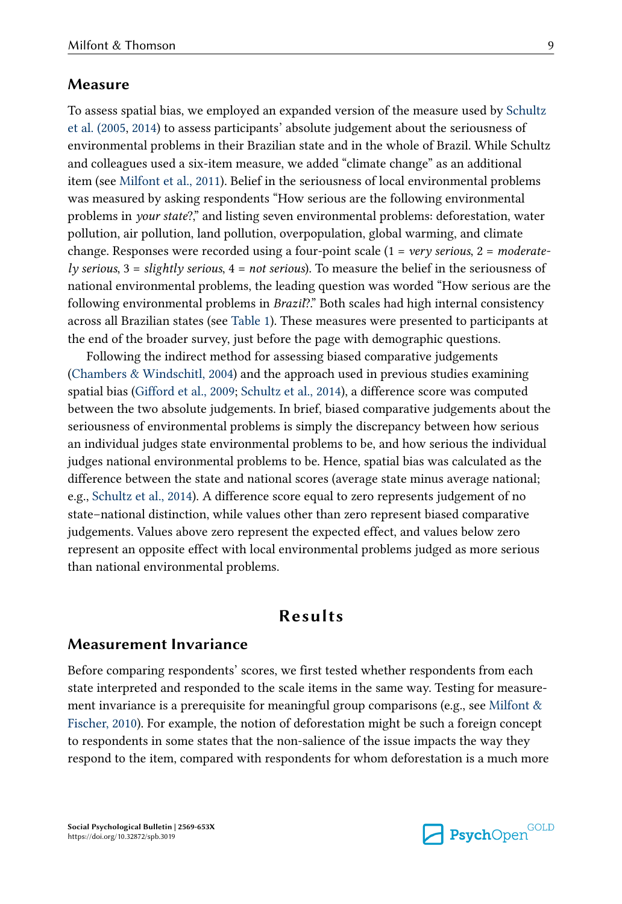## Measure

To assess spatial bias, we employed an expanded version of the measure used by Schultz et al. (2005, 2014) to assess participants' absolute judgement about the seriousness of environmental problems in their Brazilian state and in the whole of Brazil. While Schultz and colleagues used a six-item measure, we added "climate change" as an additional item (see Milfont et al., 2011). Belief in the seriousness of local environmental problems was measured by asking respondents "How serious are the following environmental problems in *your state*?," and listing seven environmental problems: deforestation, water pollution, air pollution, land pollution, overpopulation, global warming, and climate change. Responses were recorded using a four-point scale (1 = *very serious*, 2 = *moderately serious*, 3 = *slightly serious*, 4 = *not serious*). To measure the belief in the seriousness of national environmental problems, the leading question was worded "How serious are the following environmental problems in *Brazil*?." Both scales had high internal consistency across all Brazilian states (see Table 1). These measures were presented to participants at the end of the broader survey, just before the page with demographic questions.

Following the indirect method for assessing biased comparative judgements (Chambers & Windschitl, 2004) and the approach used in previous studies examining spatial bias (Gifford et al., 2009; Schultz et al., 2014), a difference score was computed between the two absolute judgements. In brief, biased comparative judgements about the seriousness of environmental problems is simply the discrepancy between how serious an individual judges state environmental problems to be, and how serious the individual judges national environmental problems to be. Hence, spatial bias was calculated as the difference between the state and national scores (average state minus average national; e.g., Schultz et al., 2014). A difference score equal to zero represents judgement of no state–national distinction, while values other than zero represent biased comparative judgements. Values above zero represent the expected effect, and values below zero represent an opposite effect with local environmental problems judged as more serious than national environmental problems.

# Results

## Measurement Invariance

Before comparing respondents' scores, we first tested whether respondents from each state interpreted and responded to the scale items in the same way. Testing for measurement invariance is a prerequisite for meaningful group comparisons (e.g., see Milfont & Fischer, 2010). For example, the notion of deforestation might be such a foreign concept to respondents in some states that the non-salience of the issue impacts the way they respond to the item, compared with respondents for whom deforestation is a much more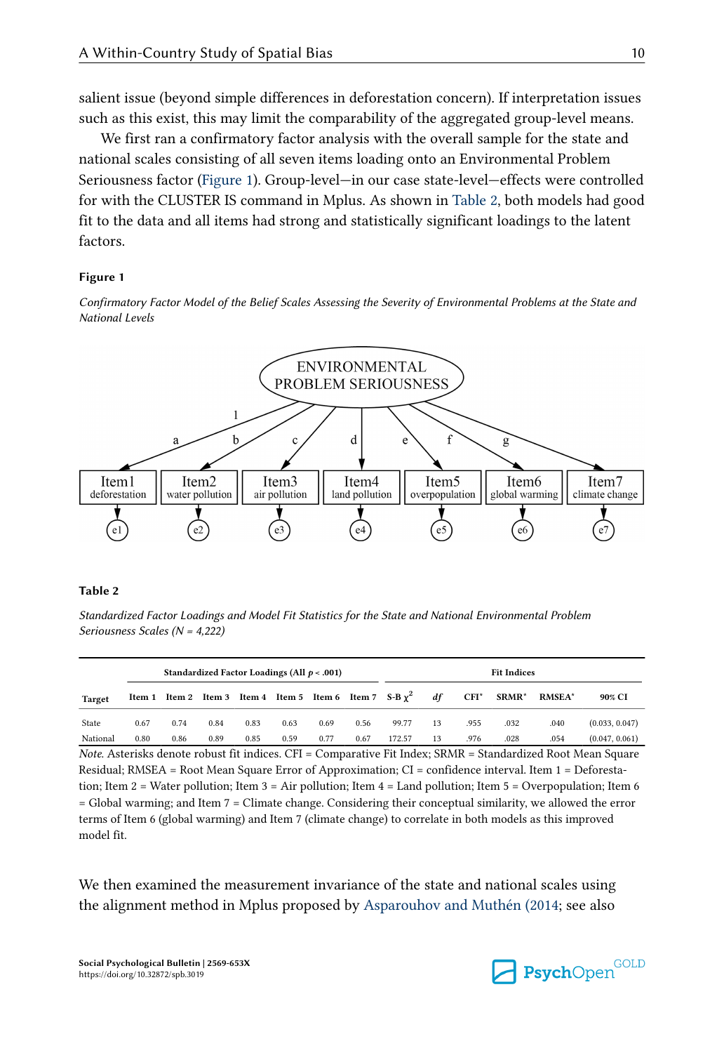salient issue (beyond simple differences in deforestation concern). If interpretation issues such as this exist, this may limit the comparability of the aggregated group-level means.

We first ran a confirmatory factor analysis with the overall sample for the state and national scales consisting of all seven items loading onto an Environmental Problem Seriousness factor (Figure 1). Group-level—in our case state-level—effects were controlled for with the CLUSTER IS command in Mplus. As shown in Table 2, both models had good fit to the data and all items had strong and statistically significant loadings to the latent factors.

**Figure 1**

*Confirmatory Factor Model of the Belief Scales Assessing the Severity of Environmental Problems at the State and National Levels*

**Table 2**

*Standardized Factor Loadings and Model Fit Statistics for the State and National Environmental Problem Seriousness Scales (N = 4,222)*

| Target | Standardized Factor Loadings (All $p < .001$) | | | | | | | Fit Indices | | | | | |
|---|---|---|---|---|---|---|---|---|---|---|---|---|---|
| | Item 1 | Item 2 | Item 3 | Item 4 | Item 5 | Item 6 | Item 7 | S-B $\chi^2$ | *df* | CFI* | SRMR* | RMSEA* | 90% CI |
| State | 0.67 | 0.74 | 0.84 | 0.83 | 0.63 | 0.69 | 0.56 | 99.77 | 13 | .955 | .032 | .040 | (0.033, 0.047) |
| National | 0.80 | 0.86 | 0.89 | 0.85 | 0.59 | 0.77 | 0.67 | 172.57 | 13 | .976 | .028 | .054 | (0.047, 0.061) |

*Note.* Asterisks denote robust fit indices. CFI = Comparative Fit Index; SRMR = Standardized Root Mean Square Residual; RMSEA = Root Mean Square Error of Approximation; CI = confidence interval. Item 1 = Deforestation; Item 2 = Water pollution; Item 3 = Air pollution; Item 4 = Land pollution; Item 5 = Overpopulation; Item 6 = Global warming; and Item 7 = Climate change. Considering their conceptual similarity, we allowed the error terms of Item 6 (global warming) and Item 7 (climate change) to correlate in both models as this improved model fit.

We then examined the measurement invariance of the state and national scales using the alignment method in Mplus proposed by Asparouhov and Muthén (2014; see also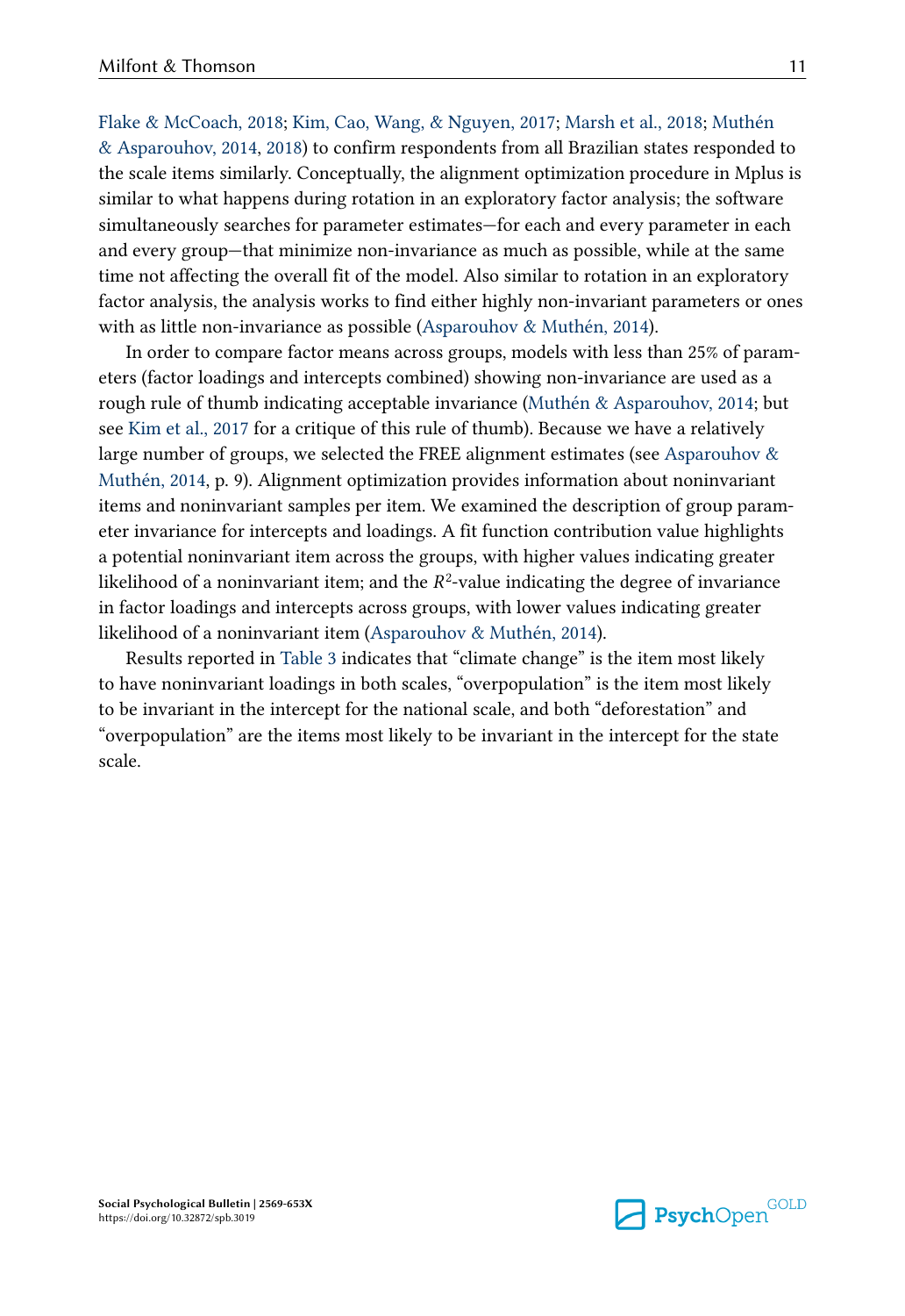Flake & McCoach, 2018; Kim, Cao, Wang, & Nguyen, 2017; Marsh et al., 2018; Muthén & Asparouhov, 2014, 2018) to confirm respondents from all Brazilian states responded to the scale items similarly. Conceptually, the alignment optimization procedure in Mplus is similar to what happens during rotation in an exploratory factor analysis; the software simultaneously searches for parameter estimates—for each and every parameter in each and every group—that minimize non-invariance as much as possible, while at the same time not affecting the overall fit of the model. Also similar to rotation in an exploratory factor analysis, the analysis works to find either highly non-invariant parameters or ones with as little non-invariance as possible (Asparouhov & Muthén, 2014).

In order to compare factor means across groups, models with less than 25% of parameters (factor loadings and intercepts combined) showing non-invariance are used as a rough rule of thumb indicating acceptable invariance (Muthén & Asparouhov, 2014; but see Kim et al., 2017 for a critique of this rule of thumb). Because we have a relatively large number of groups, we selected the FREE alignment estimates (see Asparouhov & Muthén, 2014, p. 9). Alignment optimization provides information about noninvariant items and noninvariant samples per item. We examined the description of group parameter invariance for intercepts and loadings. A fit function contribution value highlights a potential noninvariant item across the groups, with higher values indicating greater likelihood of a noninvariant item; and the $R^2$-value indicating the degree of invariance in factor loadings and intercepts across groups, with lower values indicating greater likelihood of a noninvariant item (Asparouhov & Muthén, 2014).

Results reported in Table 3 indicates that "climate change" is the item most likely to have noninvariant loadings in both scales, "overpopulation" is the item most likely to be invariant in the intercept for the national scale, and both "deforestation" and "overpopulation" are the items most likely to be invariant in the intercept for the state scale.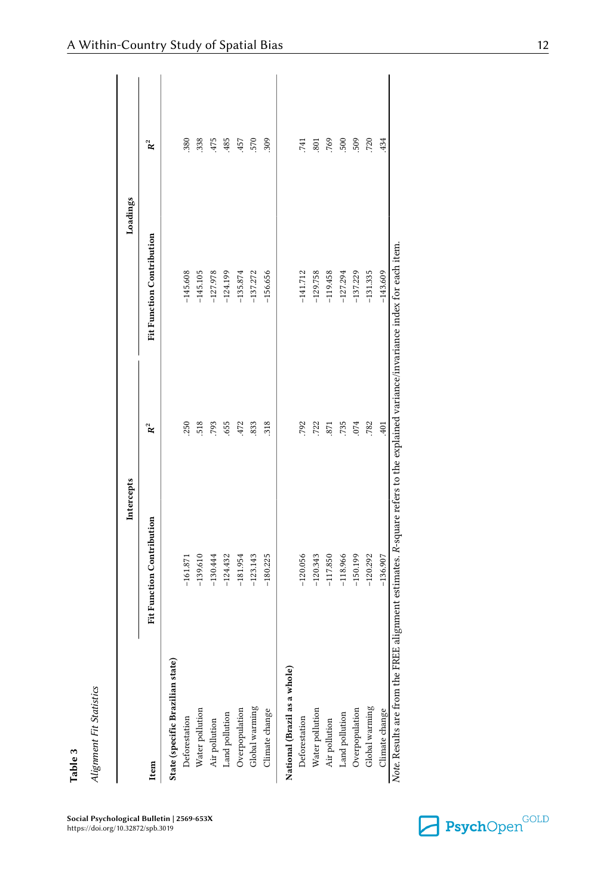**Table 3**

*Alignment Fit Statistics*

| Item | Intercepts | | Loadings | |
|---|---|---|---|---|
| | Fit Function Contribution | $R^2$ | Fit Function Contribution | $R^2$ |
| **State (specific Brazilian state)** | | | | |
| Deforestation | −161.871 | .250 | −145.608 | .380 |
| Water pollution | −139.610 | .518 | −145.105 | .338 |
| Air pollution | −130.444 | .793 | −127.978 | .475 |
| Land pollution | −124.432 | .655 | −124.199 | .485 |
| Overpopulation | −181.954 | .472 | −135.874 | .457 |
| Global warming | −123.143 | .833 | −137.272 | .570 |
| Climate change | −180.225 | .318 | −156.656 | .309 |
| **National (Brazil as a whole)** | | | | |
| Deforestation | −120.056 | .792 | −141.712 | .741 |
| Water pollution | −120.343 | .722 | −129.758 | .801 |
| Air pollution | −117.850 | .871 | −119.458 | .769 |
| Land pollution | −118.966 | .735 | −127.294 | .500 |
| Overpopulation | −150.199 | .074 | −137.229 | .509 |
| Global warming | −120.292 | .782 | −131.335 | .720 |
| Climate change | −136.907 | .401 | −143.609 | .434 |

*Note.* Results are from the FREE alignment estimates. *R*-square refers to the explained variance/invariance index for each item.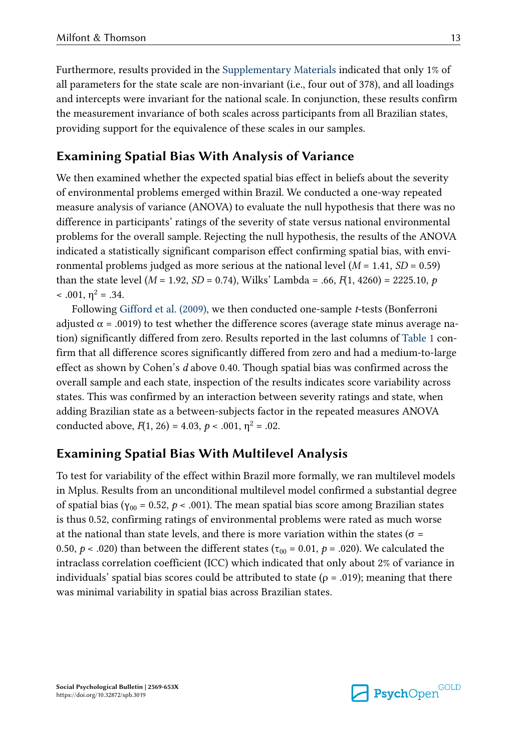Furthermore, results provided in the Supplementary Materials indicated that only 1% of all parameters for the state scale are non-invariant (i.e., four out of 378), and all loadings and intercepts were invariant for the national scale. In conjunction, these results confirm the measurement invariance of both scales across participants from all Brazilian states, providing support for the equivalence of these scales in our samples.

## Examining Spatial Bias With Analysis of Variance

We then examined whether the expected spatial bias effect in beliefs about the severity of environmental problems emerged within Brazil. We conducted a one-way repeated measure analysis of variance (ANOVA) to evaluate the null hypothesis that there was no difference in participants' ratings of the severity of state versus national environmental problems for the overall sample. Rejecting the null hypothesis, the results of the ANOVA indicated a statistically significant comparison effect confirming spatial bias, with environmental problems judged as more serious at the national level ($M$ = 1.41, $SD$ = 0.59) than the state level ($M$ = 1.92, $SD$ = 0.74), Wilks' Lambda = .66, $F(1, 4260) = 2225.10$, $p < .001$, $\eta^2 = .34$.

Following Gifford et al. (2009), we then conducted one-sample $t$-tests (Bonferroni adjusted $\alpha = .0019$) to test whether the difference scores (average state minus average nation) significantly differed from zero. Results reported in the last columns of Table 1 confirm that all difference scores significantly differed from zero and had a medium-to-large effect as shown by Cohen's $d$ above 0.40. Though spatial bias was confirmed across the overall sample and each state, inspection of the results indicates score variability across states. This was confirmed by an interaction between severity ratings and state, when adding Brazilian state as a between-subjects factor in the repeated measures ANOVA conducted above, $F(1, 26) = 4.03$, $p < .001$, $\eta^2 = .02$.

## Examining Spatial Bias With Multilevel Analysis

To test for variability of the effect within Brazil more formally, we ran multilevel models in Mplus. Results from an unconditional multilevel model confirmed a substantial degree of spatial bias ($\gamma_{00} = 0.52$, $p < .001$). The mean spatial bias score among Brazilian states is thus 0.52, confirming ratings of environmental problems were rated as much worse at the national than state levels, and there is more variation within the states ($\sigma$ = 0.50, $p < .020$) than between the different states ($\tau_{00} = 0.01$, $p = .020$). We calculated the intraclass correlation coefficient (ICC) which indicated that only about 2% of variance in individuals' spatial bias scores could be attributed to state ($\rho = .019$); meaning that there was minimal variability in spatial bias across Brazilian states.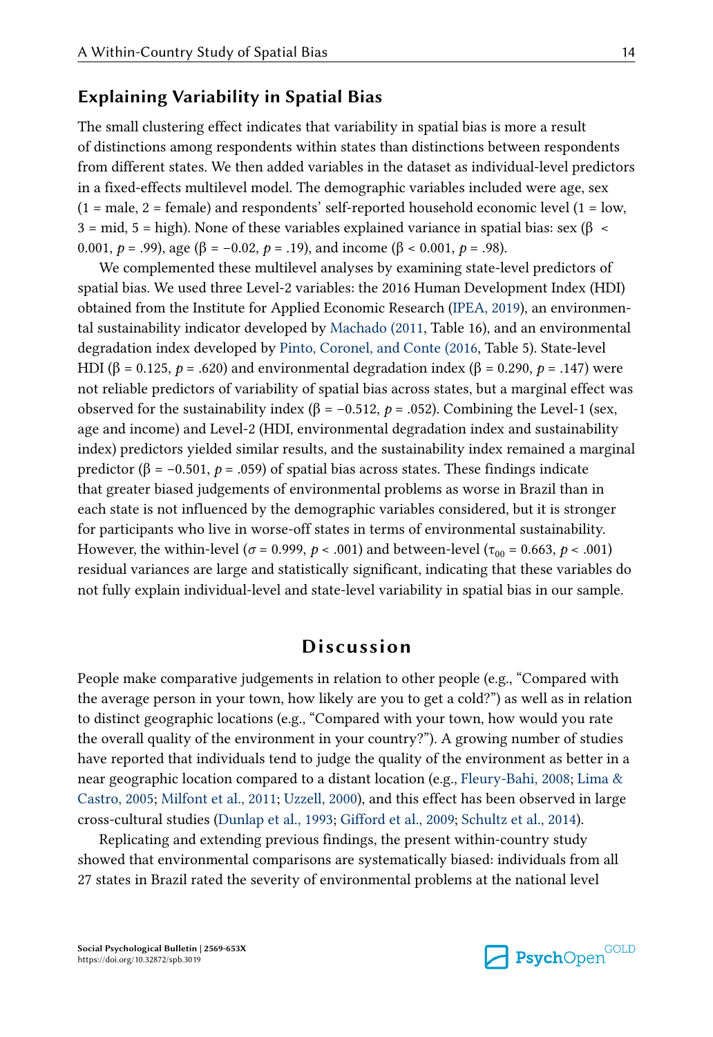## Explaining Variability in Spatial Bias

The small clustering effect indicates that variability in spatial bias is more a result of distinctions among respondents within states than distinctions between respondents from different states. We then added variables in the dataset as individual-level predictors in a fixed-effects multilevel model. The demographic variables included were age, sex (1 = male, 2 = female) and respondents' self-reported household economic level (1 = low, 3 = mid, 5 = high). None of these variables explained variance in spatial bias: sex ($\beta$ < 0.001, $p$ = .99), age ($\beta$ = −0.02, $p$ = .19), and income ($\beta$ < 0.001, $p$ = .98).

We complemented these multilevel analyses by examining state-level predictors of spatial bias. We used three Level-2 variables: the 2016 Human Development Index (HDI) obtained from the Institute for Applied Economic Research (IPEA, 2019), an environmental sustainability indicator developed by Machado (2011, Table 16), and an environmental degradation index developed by Pinto, Coronel, and Conte (2016, Table 5). State-level HDI ($\beta$ = 0.125, $p$ = .620) and environmental degradation index ($\beta$ = 0.290, $p$ = .147) were not reliable predictors of variability of spatial bias across states, but a marginal effect was observed for the sustainability index ($\beta$ = −0.512, $p$ = .052). Combining the Level-1 (sex, age and income) and Level-2 (HDI, environmental degradation index and sustainability index) predictors yielded similar results, and the sustainability index remained a marginal predictor ($\beta$ = −0.501, $p$ = .059) of spatial bias across states. These findings indicate that greater biased judgements of environmental problems as worse in Brazil than in each state is not influenced by the demographic variables considered, but it is stronger for participants who live in worse-off states in terms of environmental sustainability. However, the within-level ($\sigma$ = 0.999, $p$ < .001) and between-level ($\tau_{00}$ = 0.663, $p$ < .001) residual variances are large and statistically significant, indicating that these variables do not fully explain individual-level and state-level variability in spatial bias in our sample.

# Discussion

People make comparative judgements in relation to other people (e.g., "Compared with the average person in your town, how likely are you to get a cold?") as well as in relation to distinct geographic locations (e.g., "Compared with your town, how would you rate the overall quality of the environment in your country?"). A growing number of studies have reported that individuals tend to judge the quality of the environment as better in a near geographic location compared to a distant location (e.g., Fleury-Bahi, 2008; Lima & Castro, 2005; Milfont et al., 2011; Uzzell, 2000), and this effect has been observed in large cross-cultural studies (Dunlap et al., 1993; Gifford et al., 2009; Schultz et al., 2014).

Replicating and extending previous findings, the present within-country study showed that environmental comparisons are systematically biased: individuals from all 27 states in Brazil rated the severity of environmental problems at the national level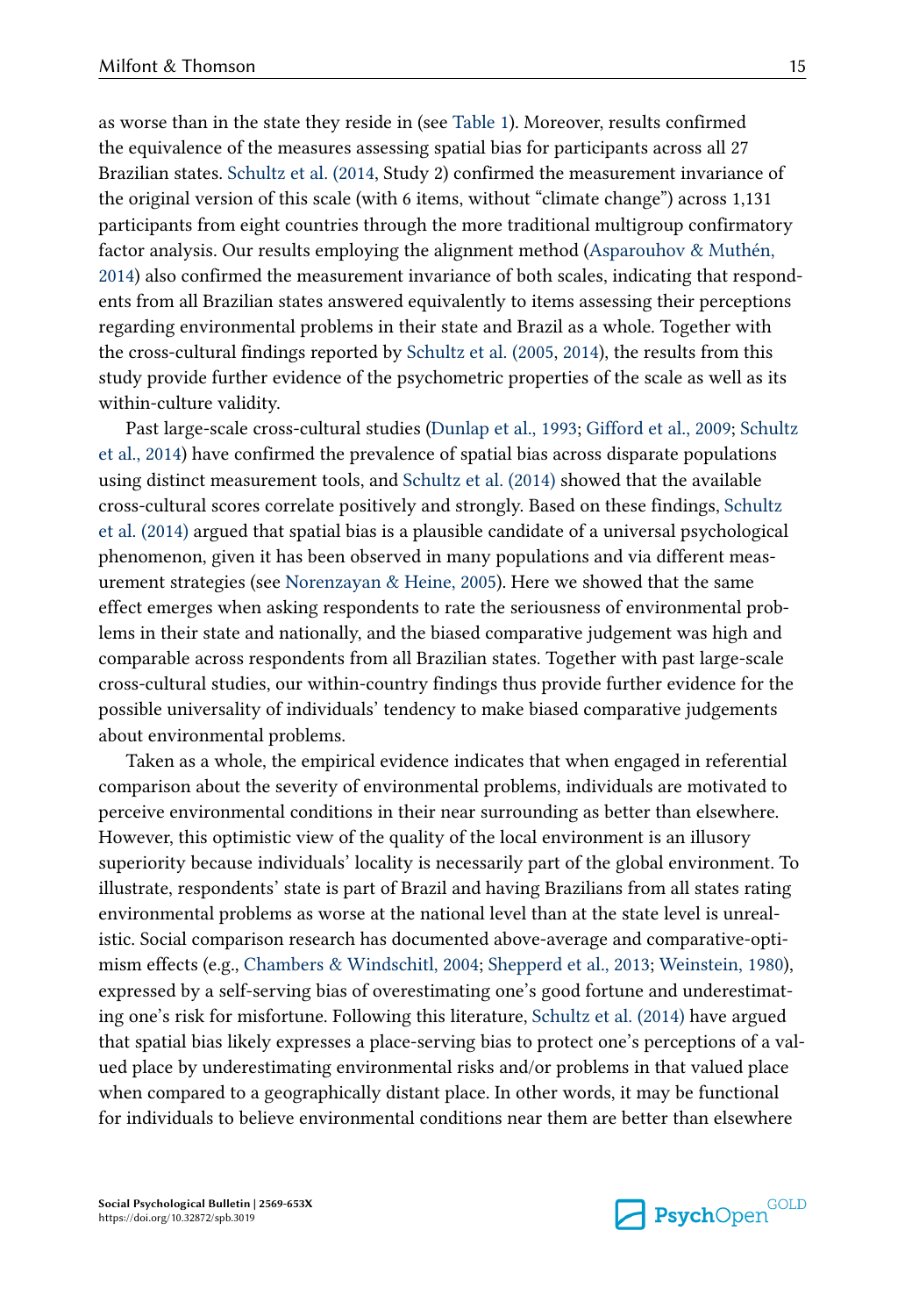as worse than in the state they reside in (see Table 1). Moreover, results confirmed the equivalence of the measures assessing spatial bias for participants across all 27 Brazilian states. Schultz et al. (2014, Study 2) confirmed the measurement invariance of the original version of this scale (with 6 items, without “climate change”) across 1,131 participants from eight countries through the more traditional multigroup confirmatory factor analysis. Our results employing the alignment method (Asparouhov & Muthén, 2014) also confirmed the measurement invariance of both scales, indicating that respondents from all Brazilian states answered equivalently to items assessing their perceptions regarding environmental problems in their state and Brazil as a whole. Together with the cross-cultural findings reported by Schultz et al. (2005, 2014), the results from this study provide further evidence of the psychometric properties of the scale as well as its within-culture validity.

Past large-scale cross-cultural studies (Dunlap et al., 1993; Gifford et al., 2009; Schultz et al., 2014) have confirmed the prevalence of spatial bias across disparate populations using distinct measurement tools, and Schultz et al. (2014) showed that the available cross-cultural scores correlate positively and strongly. Based on these findings, Schultz et al. (2014) argued that spatial bias is a plausible candidate of a universal psychological phenomenon, given it has been observed in many populations and via different measurement strategies (see Norenzayan & Heine, 2005). Here we showed that the same effect emerges when asking respondents to rate the seriousness of environmental problems in their state and nationally, and the biased comparative judgement was high and comparable across respondents from all Brazilian states. Together with past large-scale cross-cultural studies, our within-country findings thus provide further evidence for the possible universality of individuals’ tendency to make biased comparative judgements about environmental problems.

Taken as a whole, the empirical evidence indicates that when engaged in referential comparison about the severity of environmental problems, individuals are motivated to perceive environmental conditions in their near surrounding as better than elsewhere. However, this optimistic view of the quality of the local environment is an illusory superiority because individuals’ locality is necessarily part of the global environment. To illustrate, respondents’ state is part of Brazil and having Brazilians from all states rating environmental problems as worse at the national level than at the state level is unrealistic. Social comparison research has documented above-average and comparative-optimism effects (e.g., Chambers & Windschitl, 2004; Shepperd et al., 2013; Weinstein, 1980), expressed by a self-serving bias of overestimating one’s good fortune and underestimating one’s risk for misfortune. Following this literature, Schultz et al. (2014) have argued that spatial bias likely expresses a place-serving bias to protect one’s perceptions of a valued place by underestimating environmental risks and/or problems in that valued place when compared to a geographically distant place. In other words, it may be functional for individuals to believe environmental conditions near them are better than elsewhere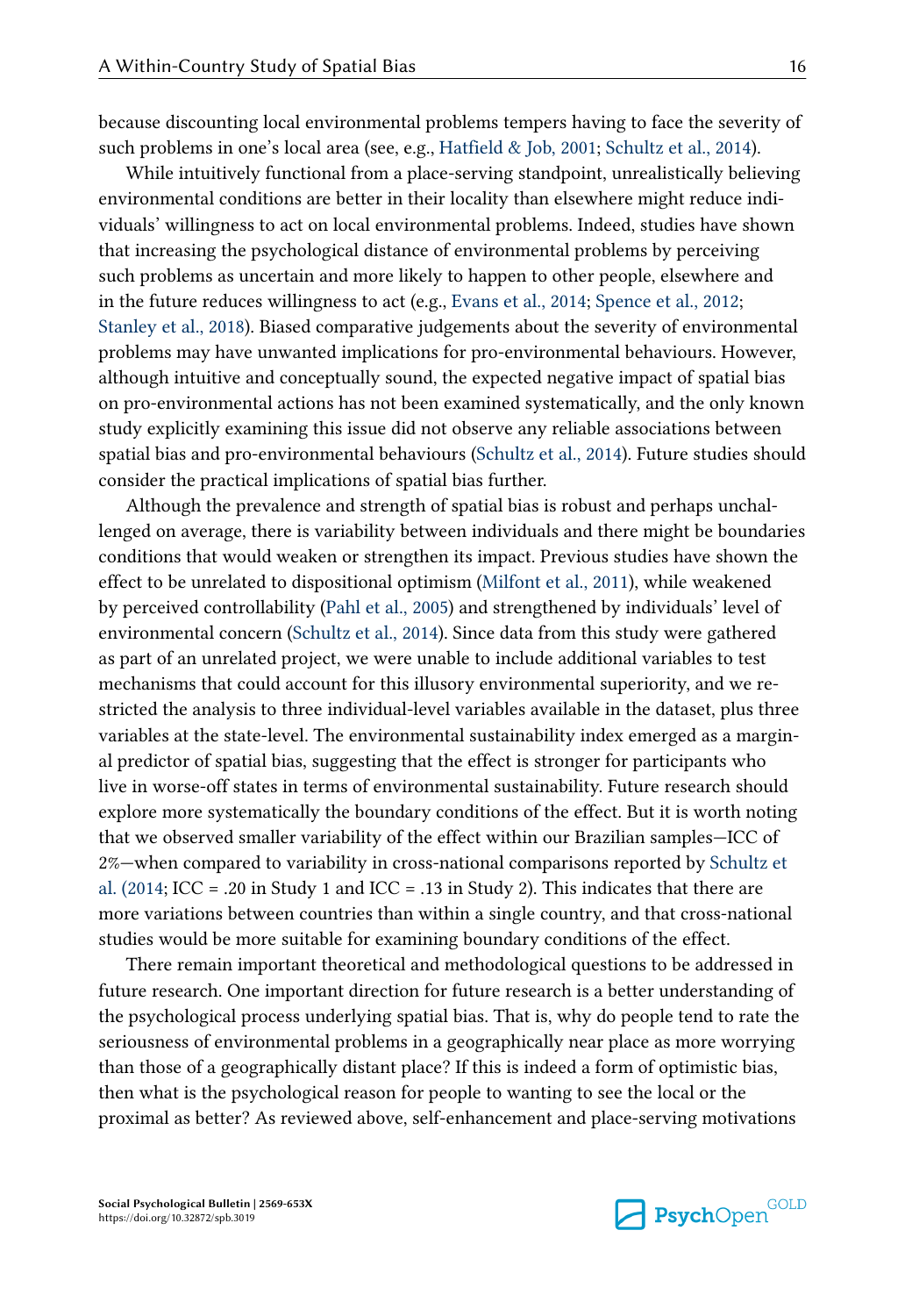because discounting local environmental problems tempers having to face the severity of such problems in one's local area (see, e.g., Hatfield & Job, 2001; Schultz et al., 2014).

While intuitively functional from a place-serving standpoint, unrealistically believing environmental conditions are better in their locality than elsewhere might reduce individuals' willingness to act on local environmental problems. Indeed, studies have shown that increasing the psychological distance of environmental problems by perceiving such problems as uncertain and more likely to happen to other people, elsewhere and in the future reduces willingness to act (e.g., Evans et al., 2014; Spence et al., 2012; Stanley et al., 2018). Biased comparative judgements about the severity of environmental problems may have unwanted implications for pro-environmental behaviours. However, although intuitive and conceptually sound, the expected negative impact of spatial bias on pro-environmental actions has not been examined systematically, and the only known study explicitly examining this issue did not observe any reliable associations between spatial bias and pro-environmental behaviours (Schultz et al., 2014). Future studies should consider the practical implications of spatial bias further.

Although the prevalence and strength of spatial bias is robust and perhaps unchallenged on average, there is variability between individuals and there might be boundaries conditions that would weaken or strengthen its impact. Previous studies have shown the effect to be unrelated to dispositional optimism (Milfont et al., 2011), while weakened by perceived controllability (Pahl et al., 2005) and strengthened by individuals' level of environmental concern (Schultz et al., 2014). Since data from this study were gathered as part of an unrelated project, we were unable to include additional variables to test mechanisms that could account for this illusory environmental superiority, and we restricted the analysis to three individual-level variables available in the dataset, plus three variables at the state-level. The environmental sustainability index emerged as a marginal predictor of spatial bias, suggesting that the effect is stronger for participants who live in worse-off states in terms of environmental sustainability. Future research should explore more systematically the boundary conditions of the effect. But it is worth noting that we observed smaller variability of the effect within our Brazilian samples—ICC of 2%—when compared to variability in cross-national comparisons reported by Schultz et al. (2014; ICC = .20 in Study 1 and ICC = .13 in Study 2). This indicates that there are more variations between countries than within a single country, and that cross-national studies would be more suitable for examining boundary conditions of the effect.

There remain important theoretical and methodological questions to be addressed in future research. One important direction for future research is a better understanding of the psychological process underlying spatial bias. That is, why do people tend to rate the seriousness of environmental problems in a geographically near place as more worrying than those of a geographically distant place? If this is indeed a form of optimistic bias, then what is the psychological reason for people to wanting to see the local or the proximal as better? As reviewed above, self-enhancement and place-serving motivations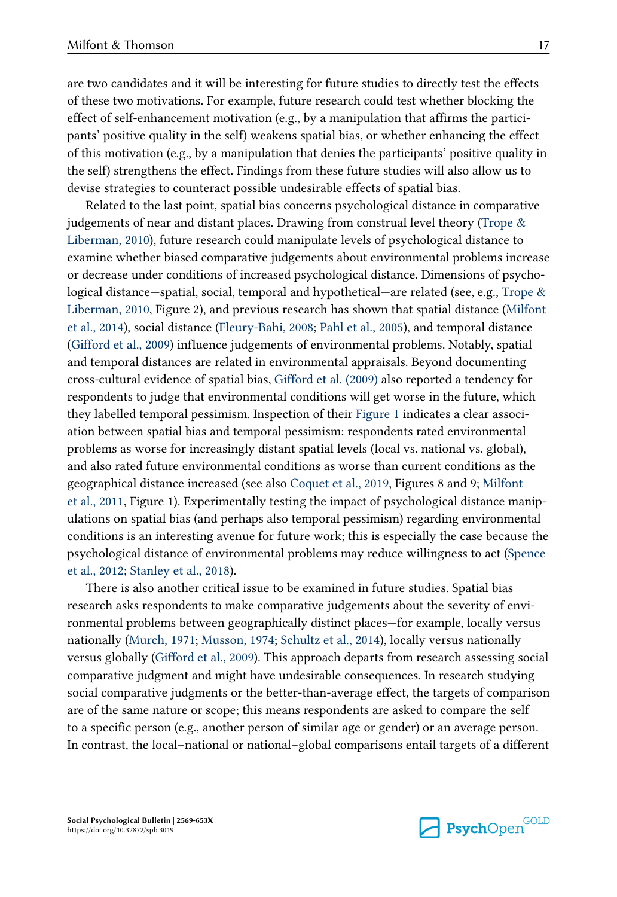are two candidates and it will be interesting for future studies to directly test the effects of these two motivations. For example, future research could test whether blocking the effect of self-enhancement motivation (e.g., by a manipulation that affirms the participants' positive quality in the self) weakens spatial bias, or whether enhancing the effect of this motivation (e.g., by a manipulation that denies the participants' positive quality in the self) strengthens the effect. Findings from these future studies will also allow us to devise strategies to counteract possible undesirable effects of spatial bias.

Related to the last point, spatial bias concerns psychological distance in comparative judgements of near and distant places. Drawing from construal level theory (Trope & Liberman, 2010), future research could manipulate levels of psychological distance to examine whether biased comparative judgements about environmental problems increase or decrease under conditions of increased psychological distance. Dimensions of psychological distance—spatial, social, temporal and hypothetical—are related (see, e.g., Trope & Liberman, 2010, Figure 2), and previous research has shown that spatial distance (Milfont et al., 2014), social distance (Fleury-Bahi, 2008; Pahl et al., 2005), and temporal distance (Gifford et al., 2009) influence judgements of environmental problems. Notably, spatial and temporal distances are related in environmental appraisals. Beyond documenting cross-cultural evidence of spatial bias, Gifford et al. (2009) also reported a tendency for respondents to judge that environmental conditions will get worse in the future, which they labelled temporal pessimism. Inspection of their Figure 1 indicates a clear association between spatial bias and temporal pessimism: respondents rated environmental problems as worse for increasingly distant spatial levels (local vs. national vs. global), and also rated future environmental conditions as worse than current conditions as the geographical distance increased (see also Coquet et al., 2019, Figures 8 and 9; Milfont et al., 2011, Figure 1). Experimentally testing the impact of psychological distance manipulations on spatial bias (and perhaps also temporal pessimism) regarding environmental conditions is an interesting avenue for future work; this is especially the case because the psychological distance of environmental problems may reduce willingness to act (Spence et al., 2012; Stanley et al., 2018).

There is also another critical issue to be examined in future studies. Spatial bias research asks respondents to make comparative judgements about the severity of environmental problems between geographically distinct places—for example, locally versus nationally (Murch, 1971; Musson, 1974; Schultz et al., 2014), locally versus nationally versus globally (Gifford et al., 2009). This approach departs from research assessing social comparative judgment and might have undesirable consequences. In research studying social comparative judgments or the better-than-average effect, the targets of comparison are of the same nature or scope; this means respondents are asked to compare the self to a specific person (e.g., another person of similar age or gender) or an average person. In contrast, the local–national or national–global comparisons entail targets of a different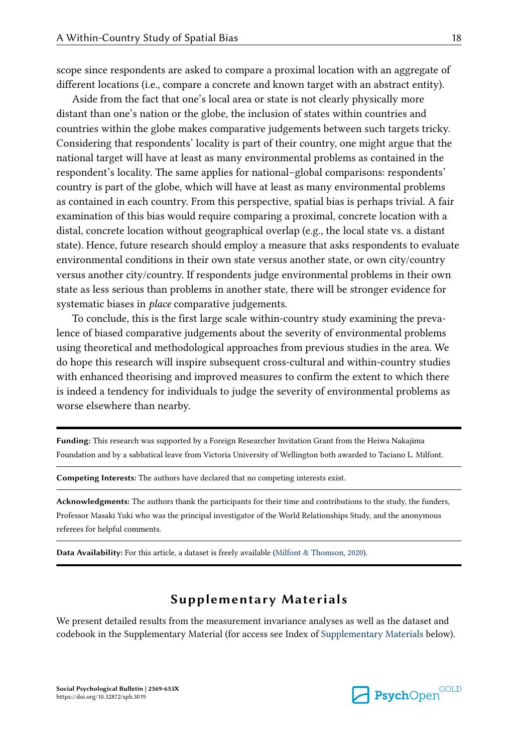scope since respondents are asked to compare a proximal location with an aggregate of different locations (i.e., compare a concrete and known target with an abstract entity).

Aside from the fact that one's local area or state is not clearly physically more distant than one's nation or the globe, the inclusion of states within countries and countries within the globe makes comparative judgements between such targets tricky. Considering that respondents' locality is part of their country, one might argue that the national target will have at least as many environmental problems as contained in the respondent's locality. The same applies for national–global comparisons: respondents' country is part of the globe, which will have at least as many environmental problems as contained in each country. From this perspective, spatial bias is perhaps trivial. A fair examination of this bias would require comparing a proximal, concrete location with a distal, concrete location without geographical overlap (e.g., the local state vs. a distant state). Hence, future research should employ a measure that asks respondents to evaluate environmental conditions in their own state versus another state, or own city/country versus another city/country. If respondents judge environmental problems in their own state as less serious than problems in another state, there will be stronger evidence for systematic biases in *place* comparative judgements.

To conclude, this is the first large scale within-country study examining the prevalence of biased comparative judgements about the severity of environmental problems using theoretical and methodological approaches from previous studies in the area. We do hope this research will inspire subsequent cross-cultural and within-country studies with enhanced theorising and improved measures to confirm the extent to which there is indeed a tendency for individuals to judge the severity of environmental problems as worse elsewhere than nearby.

---

**Funding:** This research was supported by a Foreign Researcher Invitation Grant from the Heiwa Nakajima Foundation and by a sabbatical leave from Victoria University of Wellington both awarded to Taciano L. Milfont.

**Competing Interests:** The authors have declared that no competing interests exist.

**Acknowledgments:** The authors thank the participants for their time and contributions to the study, the funders, Professor Masaki Yuki who was the principal investigator of the World Relationships Study, and the anonymous referees for helpful comments.

**Data Availability:** For this article, a dataset is freely available (Milfont & Thomson, 2020).

---

## Supplementary Materials

We present detailed results from the measurement invariance analyses as well as the dataset and codebook in the Supplementary Material (for access see Index of Supplementary Materials below).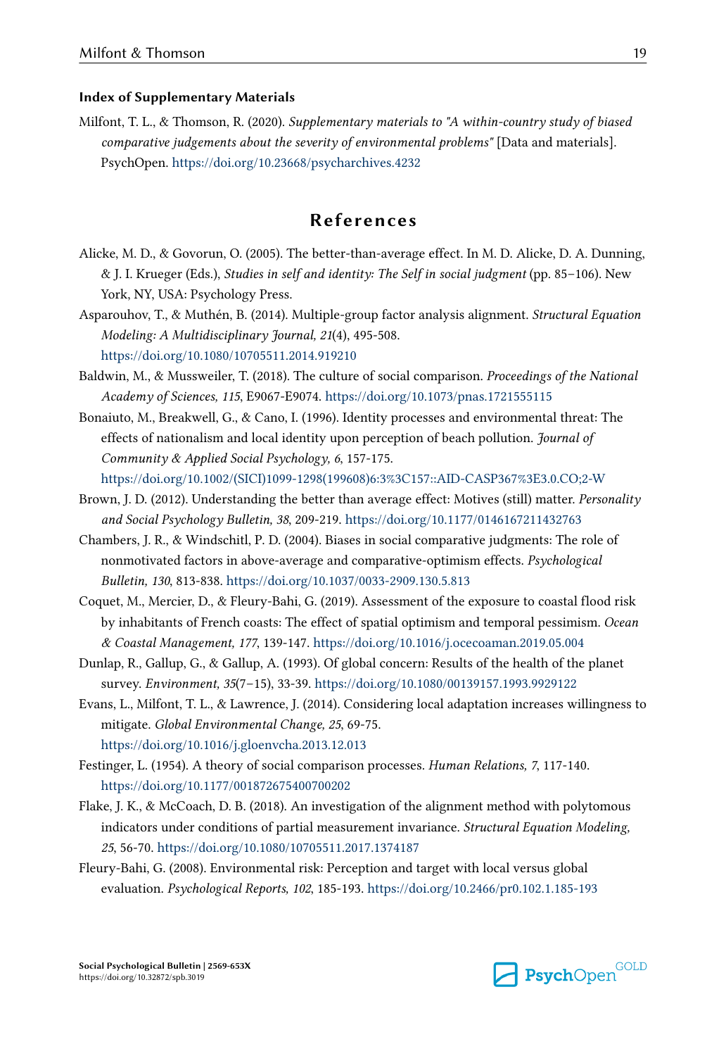### Index of Supplementary Materials

Milfont, T. L., & Thomson, R. (2020). *Supplementary materials to "A within-country study of biased comparative judgements about the severity of environmental problems"* [Data and materials]. PsychOpen. https://doi.org/10.23668/psycharchives.4232

## References

Alicke, M. D., & Govorun, O. (2005). The better-than-average effect. In M. D. Alicke, D. A. Dunning, & J. I. Krueger (Eds.), *Studies in self and identity: The Self in social judgment* (pp. 85–106). New York, NY, USA: Psychology Press.

Asparouhov, T., & Muthén, B. (2014). Multiple-group factor analysis alignment. *Structural Equation Modeling: A Multidisciplinary Journal, 21*(4), 495-508. https://doi.org/10.1080/10705511.2014.919210

Baldwin, M., & Mussweiler, T. (2018). The culture of social comparison. *Proceedings of the National Academy of Sciences, 115*, E9067-E9074. https://doi.org/10.1073/pnas.1721555115

Bonaiuto, M., Breakwell, G., & Cano, I. (1996). Identity processes and environmental threat: The effects of nationalism and local identity upon perception of beach pollution. *Journal of Community & Applied Social Psychology, 6*, 157-175. https://doi.org/10.1002/(SICI)1099-1298(199608)6:3%3C157::AID-CASP367%3E3.0.CO;2-W

Brown, J. D. (2012). Understanding the better than average effect: Motives (still) matter. *Personality and Social Psychology Bulletin, 38*, 209-219. https://doi.org/10.1177/0146167211432763

Chambers, J. R., & Windschitl, P. D. (2004). Biases in social comparative judgments: The role of nonmotivated factors in above-average and comparative-optimism effects. *Psychological Bulletin, 130*, 813-838. https://doi.org/10.1037/0033-2909.130.5.813

Coquet, M., Mercier, D., & Fleury-Bahi, G. (2019). Assessment of the exposure to coastal flood risk by inhabitants of French coasts: The effect of spatial optimism and temporal pessimism. *Ocean & Coastal Management, 177*, 139-147. https://doi.org/10.1016/j.ocecoaman.2019.05.004

Dunlap, R., Gallup, G., & Gallup, A. (1993). Of global concern: Results of the health of the planet survey. *Environment, 35*(7–15), 33-39. https://doi.org/10.1080/00139157.1993.9929122

Evans, L., Milfont, T. L., & Lawrence, J. (2014). Considering local adaptation increases willingness to mitigate. *Global Environmental Change, 25*, 69-75. https://doi.org/10.1016/j.gloenvcha.2013.12.013

Festinger, L. (1954). A theory of social comparison processes. *Human Relations, 7*, 117-140. https://doi.org/10.1177/001872675400700202

Flake, J. K., & McCoach, D. B. (2018). An investigation of the alignment method with polytomous indicators under conditions of partial measurement invariance. *Structural Equation Modeling, 25*, 56-70. https://doi.org/10.1080/10705511.2017.1374187

Fleury-Bahi, G. (2008). Environmental risk: Perception and target with local versus global evaluation. *Psychological Reports, 102*, 185-193. https://doi.org/10.2466/pr0.102.1.185-193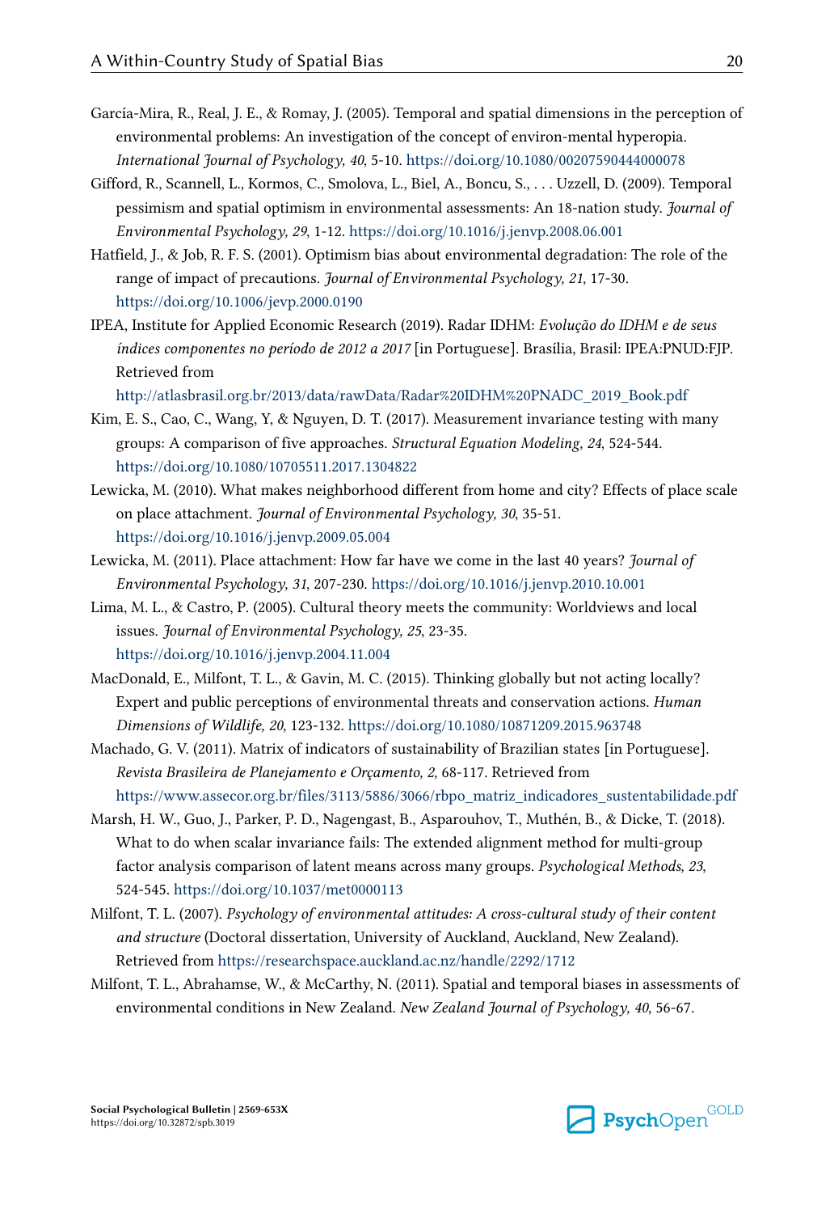García-Mira, R., Real, J. E., & Romay, J. (2005). Temporal and spatial dimensions in the perception of environmental problems: An investigation of the concept of environ-mental hyperopia. *International Journal of Psychology, 40*, 5-10. https://doi.org/10.1080/00207590444000078

Gifford, R., Scannell, L., Kormos, C., Smolova, L., Biel, A., Boncu, S., . . . Uzzell, D. (2009). Temporal pessimism and spatial optimism in environmental assessments: An 18-nation study. *Journal of Environmental Psychology, 29*, 1-12. https://doi.org/10.1016/j.jenvp.2008.06.001

Hatfield, J., & Job, R. F. S. (2001). Optimism bias about environmental degradation: The role of the range of impact of precautions. *Journal of Environmental Psychology, 21*, 17-30. https://doi.org/10.1006/jevp.2000.0190

IPEA, Institute for Applied Economic Research (2019). Radar IDHM: *Evolução do IDHM e de seus índices componentes no período de 2012 a 2017* [in Portuguese]. Brasília, Brasil: IPEA:PNUD:FJP. Retrieved from http://atlasbrasil.org.br/2013/data/rawData/Radar%20IDHM%20PNADC_2019_Book.pdf

Kim, E. S., Cao, C., Wang, Y., & Nguyen, D. T. (2017). Measurement invariance testing with many groups: A comparison of five approaches. *Structural Equation Modeling, 24*, 524-544. https://doi.org/10.1080/10705511.2017.1304822

Lewicka, M. (2010). What makes neighborhood different from home and city? Effects of place scale on place attachment. *Journal of Environmental Psychology, 30*, 35-51. https://doi.org/10.1016/j.jenvp.2009.05.004

Lewicka, M. (2011). Place attachment: How far have we come in the last 40 years? *Journal of Environmental Psychology, 31*, 207-230. https://doi.org/10.1016/j.jenvp.2010.10.001

Lima, M. L., & Castro, P. (2005). Cultural theory meets the community: Worldviews and local issues. *Journal of Environmental Psychology, 25*, 23-35. https://doi.org/10.1016/j.jenvp.2004.11.004

MacDonald, E., Milfont, T. L., & Gavin, M. C. (2015). Thinking globally but not acting locally? Expert and public perceptions of environmental threats and conservation actions. *Human Dimensions of Wildlife, 20*, 123-132. https://doi.org/10.1080/10871209.2015.963748

Machado, G. V. (2011). Matrix of indicators of sustainability of Brazilian states [in Portuguese]. *Revista Brasileira de Planejamento e Orçamento, 2*, 68-117. Retrieved from https://www.assecor.org.br/files/3113/5886/3066/rbpo_matriz_indicadores_sustentabilidade.pdf

Marsh, H. W., Guo, J., Parker, P. D., Nagengast, B., Asparouhov, T., Muthén, B., & Dicke, T. (2018). What to do when scalar invariance fails: The extended alignment method for multi-group factor analysis comparison of latent means across many groups. *Psychological Methods, 23*, 524-545. https://doi.org/10.1037/met0000113

Milfont, T. L. (2007). *Psychology of environmental attitudes: A cross-cultural study of their content and structure* (Doctoral dissertation, University of Auckland, Auckland, New Zealand). Retrieved from https://researchspace.auckland.ac.nz/handle/2292/1712

Milfont, T. L., Abrahamse, W., & McCarthy, N. (2011). Spatial and temporal biases in assessments of environmental conditions in New Zealand. *New Zealand Journal of Psychology, 40*, 56-67.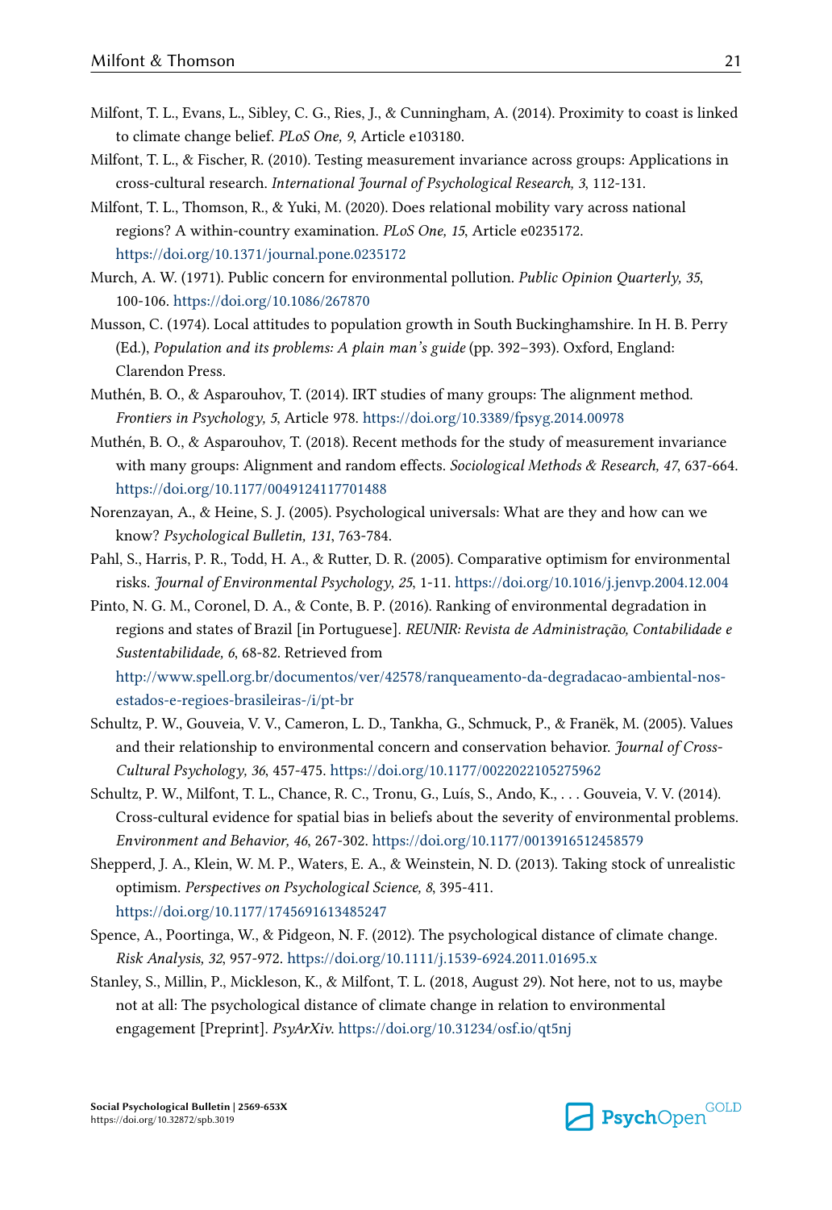Milfont, T. L., Evans, L., Sibley, C. G., Ries, J., & Cunningham, A. (2014). Proximity to coast is linked to climate change belief. *PLoS One, 9*, Article e103180.

Milfont, T. L., & Fischer, R. (2010). Testing measurement invariance across groups: Applications in cross-cultural research. *International Journal of Psychological Research, 3*, 112-131.

Milfont, T. L., Thomson, R., & Yuki, M. (2020). Does relational mobility vary across national regions? A within-country examination. *PLoS One, 15*, Article e0235172. https://doi.org/10.1371/journal.pone.0235172

Murch, A. W. (1971). Public concern for environmental pollution. *Public Opinion Quarterly, 35*, 100-106. https://doi.org/10.1086/267870

Musson, C. (1974). Local attitudes to population growth in South Buckinghamshire. In H. B. Perry (Ed.), *Population and its problems: A plain man's guide* (pp. 392–393). Oxford, England: Clarendon Press.

Muthén, B. O., & Asparouhov, T. (2014). IRT studies of many groups: The alignment method. *Frontiers in Psychology, 5*, Article 978. https://doi.org/10.3389/fpsyg.2014.00978

Muthén, B. O., & Asparouhov, T. (2018). Recent methods for the study of measurement invariance with many groups: Alignment and random effects. *Sociological Methods & Research, 47*, 637-664. https://doi.org/10.1177/0049124117701488

Norenzayan, A., & Heine, S. J. (2005). Psychological universals: What are they and how can we know? *Psychological Bulletin, 131*, 763-784.

Pahl, S., Harris, P. R., Todd, H. A., & Rutter, D. R. (2005). Comparative optimism for environmental risks. *Journal of Environmental Psychology, 25*, 1-11. https://doi.org/10.1016/j.jenvp.2004.12.004

Pinto, N. G. M., Coronel, D. A., & Conte, B. P. (2016). Ranking of environmental degradation in regions and states of Brazil [in Portuguese]. *REUNIR: Revista de Administração, Contabilidade e Sustentabilidade, 6*, 68-82. Retrieved from http://www.spell.org.br/documentos/ver/42578/ranqueamento-da-degradacao-ambiental-nos-estados-e-regioes-brasileiras-/i/pt-br

Schultz, P. W., Gouveia, V. V., Cameron, L. D., Tankha, G., Schmuck, P., & Franěk, M. (2005). Values and their relationship to environmental concern and conservation behavior. *Journal of Cross-Cultural Psychology, 36*, 457-475. https://doi.org/10.1177/0022022105275962

Schultz, P. W., Milfont, T. L., Chance, R. C., Tronu, G., Luís, S., Ando, K., . . . Gouveia, V. V. (2014). Cross-cultural evidence for spatial bias in beliefs about the severity of environmental problems. *Environment and Behavior, 46*, 267-302. https://doi.org/10.1177/0013916512458579

Shepperd, J. A., Klein, W. M. P., Waters, E. A., & Weinstein, N. D. (2013). Taking stock of unrealistic optimism. *Perspectives on Psychological Science, 8*, 395-411. https://doi.org/10.1177/1745691613485247

Spence, A., Poortinga, W., & Pidgeon, N. F. (2012). The psychological distance of climate change. *Risk Analysis, 32*, 957-972. https://doi.org/10.1111/j.1539-6924.2011.01695.x

Stanley, S., Millin, P., Mickleson, K., & Milfont, T. L. (2018, August 29). Not here, not to us, maybe not at all: The psychological distance of climate change in relation to environmental engagement [Preprint]. *PsyArXiv*. https://doi.org/10.31234/osf.io/qt5nj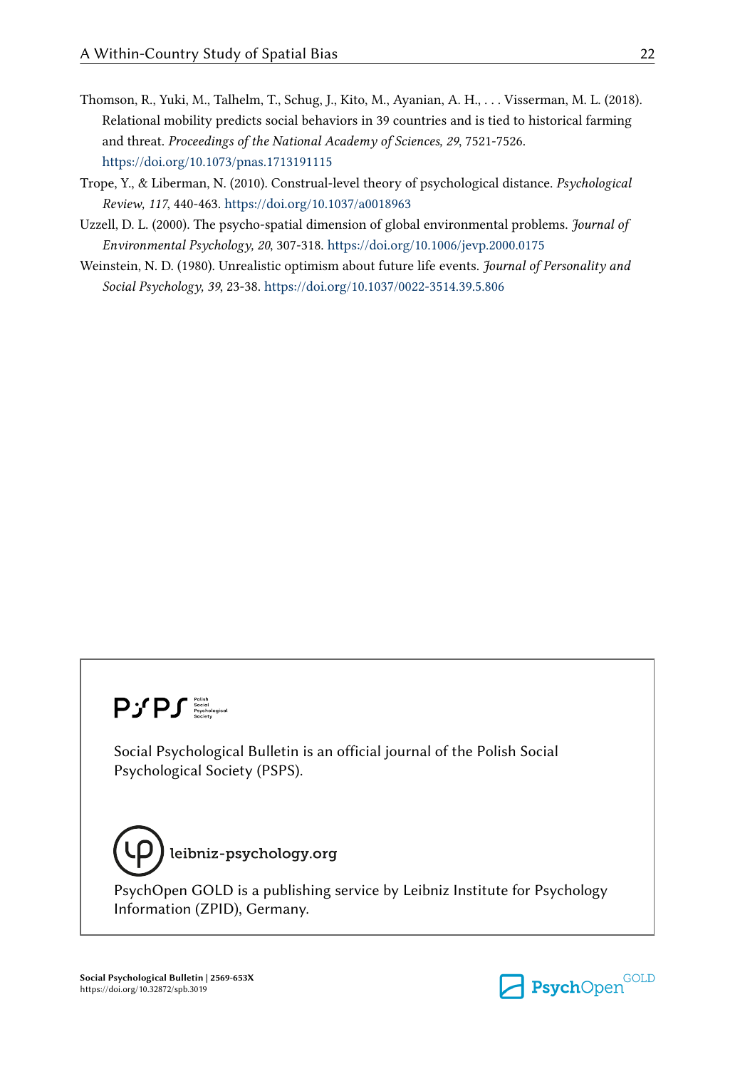Thomson, R., Yuki, M., Talhelm, T., Schug, J., Kito, M., Ayanian, A. H., . . . Visserman, M. L. (2018). Relational mobility predicts social behaviors in 39 countries and is tied to historical farming and threat. *Proceedings of the National Academy of Sciences, 29*, 7521-7526. https://doi.org/10.1073/pnas.1713191115

Trope, Y., & Liberman, N. (2010). Construal-level theory of psychological distance. *Psychological Review, 117*, 440-463. https://doi.org/10.1037/a0018963

Uzzell, D. L. (2000). The psycho-spatial dimension of global environmental problems. *Journal of Environmental Psychology, 20*, 307-318. https://doi.org/10.1006/jevp.2000.0175

Weinstein, N. D. (1980). Unrealistic optimism about future life events. *Journal of Personality and Social Psychology, 39*, 23-38. https://doi.org/10.1037/0022-3514.39.5.806

PSPS Polish Social Psychological Society

Social Psychological Bulletin is an official journal of the Polish Social Psychological Society (PSPS).

leibniz-psychology.org

PsychOpen GOLD is a publishing service by Leibniz Institute for Psychology Information (ZPID), Germany.